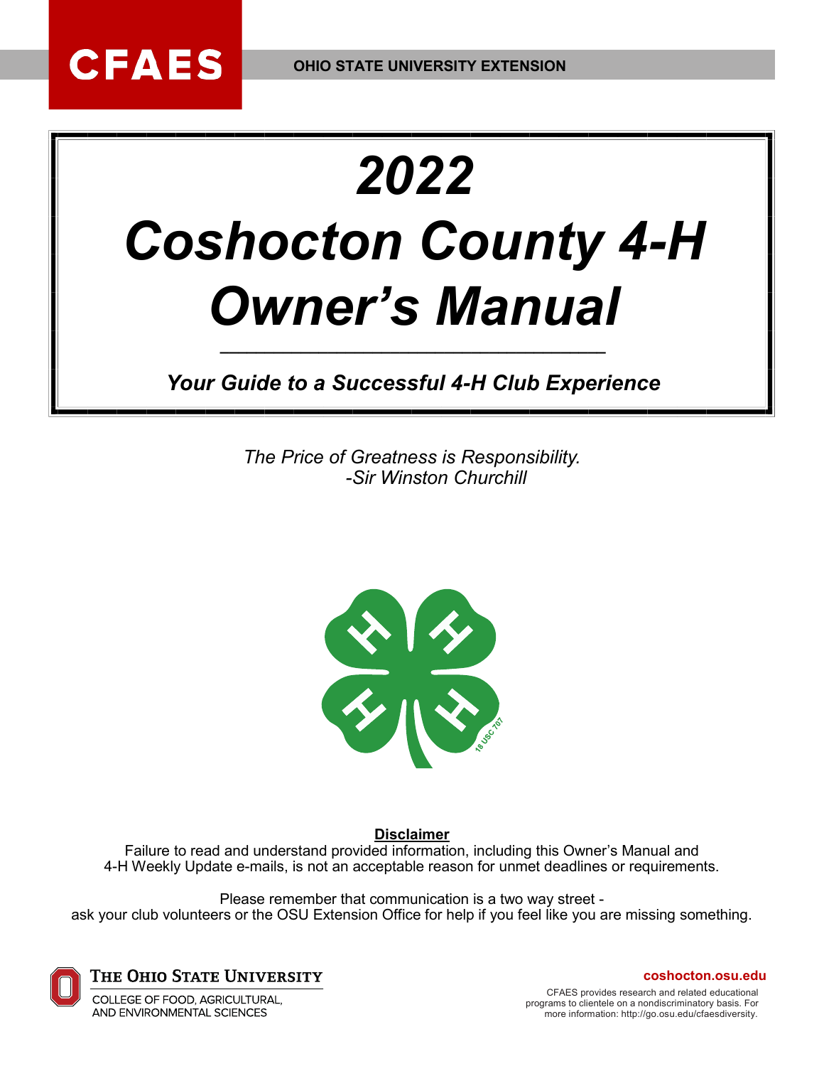CFAES

OHIO STATE UNIVERSITY EXTENSION

# *2022*
# *Coshocton County 4-H Owner's Manual*

***Your Guide to a Successful 4-H Club Experience***

*The Price of Greatness is Responsibility.*
*-Sir Winston Churchill*

**Disclaimer**

Failure to read and understand provided information, including this Owner's Manual and 4-H Weekly Update e-mails, is not an acceptable reason for unmet deadlines or requirements.

Please remember that communication is a two way street - ask your club volunteers or the OSU Extension Office for help if you feel like you are missing something.

The Ohio State University
College of Food, Agricultural, and Environmental Sciences

**coshocton.osu.edu**

CFAES provides research and related educational programs to clientele on a nondiscriminatory basis. For more information: http://go.osu.edu/cfaesdiversity.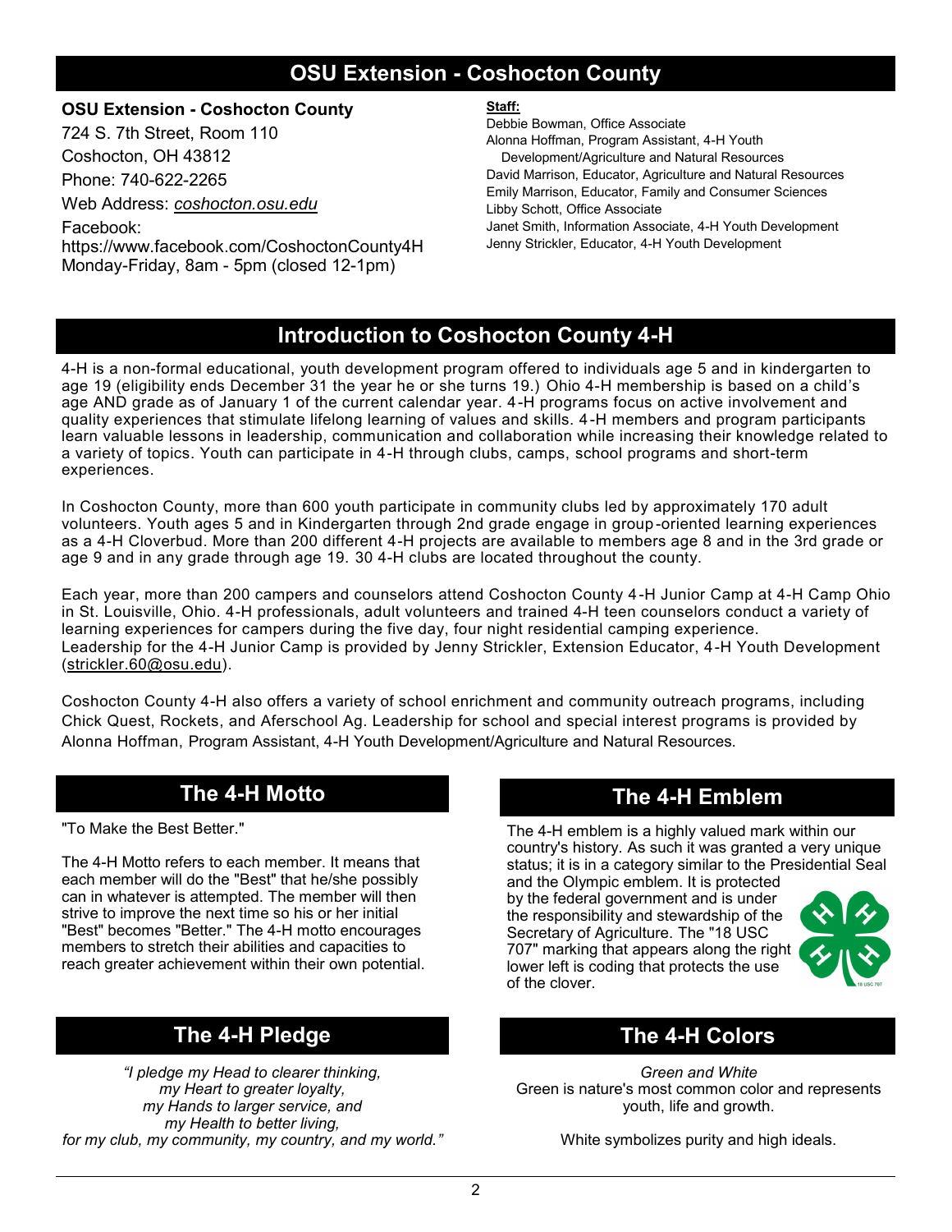# OSU Extension - Coshocton County

**OSU Extension - Coshocton County**

724 S. 7th Street, Room 110

Coshocton, OH 43812

Phone: 740-622-2265

Web Address: *coshocton.osu.edu*

Facebook:
https://www.facebook.com/CoshoctonCounty4H
Monday-Friday, 8am - 5pm (closed 12-1pm)

**Staff:**

Debbie Bowman, Office Associate
Alonna Hoffman, Program Assistant, 4-H Youth Development/Agriculture and Natural Resources
David Marrison, Educator, Agriculture and Natural Resources
Emily Marrison, Educator, Family and Consumer Sciences
Libby Schott, Office Associate
Janet Smith, Information Associate, 4-H Youth Development
Jenny Strickler, Educator, 4-H Youth Development

# Introduction to Coshocton County 4-H

4-H is a non-formal educational, youth development program offered to individuals age 5 and in kindergarten to age 19 (eligibility ends December 31 the year he or she turns 19.) Ohio 4-H membership is based on a child's age AND grade as of January 1 of the current calendar year. 4-H programs focus on active involvement and quality experiences that stimulate lifelong learning of values and skills. 4-H members and program participants learn valuable lessons in leadership, communication and collaboration while increasing their knowledge related to a variety of topics. Youth can participate in 4-H through clubs, camps, school programs and short-term experiences.

In Coshocton County, more than 600 youth participate in community clubs led by approximately 170 adult volunteers. Youth ages 5 and in Kindergarten through 2nd grade engage in group-oriented learning experiences as a 4-H Cloverbud. More than 200 different 4-H projects are available to members age 8 and in the 3rd grade or age 9 and in any grade through age 19. 30 4-H clubs are located throughout the county.

Each year, more than 200 campers and counselors attend Coshocton County 4-H Junior Camp at 4-H Camp Ohio in St. Louisville, Ohio. 4-H professionals, adult volunteers and trained 4-H teen counselors conduct a variety of learning experiences for campers during the five day, four night residential camping experience. Leadership for the 4-H Junior Camp is provided by Jenny Strickler, Extension Educator, 4-H Youth Development (strickler.60@osu.edu).

Coshocton County 4-H also offers a variety of school enrichment and community outreach programs, including Chick Quest, Rockets, and Aferschool Ag. Leadership for school and special interest programs is provided by Alonna Hoffman, Program Assistant, 4-H Youth Development/Agriculture and Natural Resources.

## The 4-H Motto

"To Make the Best Better."

The 4-H Motto refers to each member. It means that each member will do the "Best" that he/she possibly can in whatever is attempted. The member will then strive to improve the next time so his or her initial "Best" becomes "Better." The 4-H motto encourages members to stretch their abilities and capacities to reach greater achievement within their own potential.

## The 4-H Emblem

The 4-H emblem is a highly valued mark within our country's history. As such it was granted a very unique status; it is in a category similar to the Presidential Seal and the Olympic emblem. It is protected by the federal government and is under the responsibility and stewardship of the Secretary of Agriculture. The "18 USC 707" marking that appears along the right lower left is coding that protects the use of the clover.

## The 4-H Pledge

*"I pledge my Head to clearer thinking,*
*my Heart to greater loyalty,*
*my Hands to larger service, and*
*my Health to better living,*
*for my club, my community, my country, and my world."*

## The 4-H Colors

*Green and White*

Green is nature's most common color and represents youth, life and growth.

White symbolizes purity and high ideals.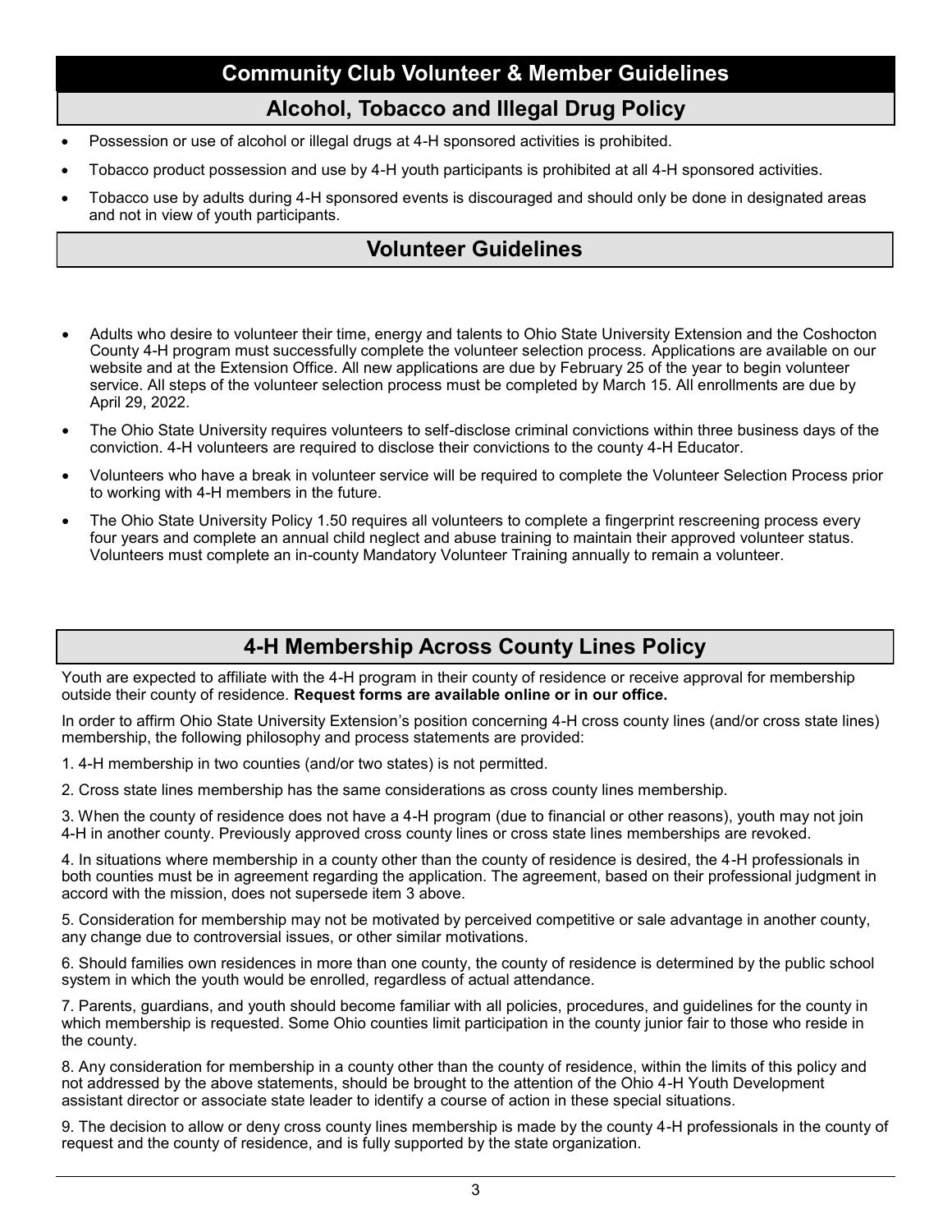# Community Club Volunteer & Member Guidelines

## Alcohol, Tobacco and Illegal Drug Policy

- Possession or use of alcohol or illegal drugs at 4-H sponsored activities is prohibited.
- Tobacco product possession and use by 4-H youth participants is prohibited at all 4-H sponsored activities.
- Tobacco use by adults during 4-H sponsored events is discouraged and should only be done in designated areas and not in view of youth participants.

## Volunteer Guidelines

- Adults who desire to volunteer their time, energy and talents to Ohio State University Extension and the Coshocton County 4-H program must successfully complete the volunteer selection process. Applications are available on our website and at the Extension Office. All new applications are due by February 25 of the year to begin volunteer service. All steps of the volunteer selection process must be completed by March 15. All enrollments are due by April 29, 2022.
- The Ohio State University requires volunteers to self-disclose criminal convictions within three business days of the conviction. 4-H volunteers are required to disclose their convictions to the county 4-H Educator.
- Volunteers who have a break in volunteer service will be required to complete the Volunteer Selection Process prior to working with 4-H members in the future.
- The Ohio State University Policy 1.50 requires all volunteers to complete a fingerprint rescreening process every four years and complete an annual child neglect and abuse training to maintain their approved volunteer status. Volunteers must complete an in-county Mandatory Volunteer Training annually to remain a volunteer.

## 4-H Membership Across County Lines Policy

Youth are expected to affiliate with the 4-H program in their county of residence or receive approval for membership outside their county of residence. **Request forms are available online or in our office.**

In order to affirm Ohio State University Extension's position concerning 4-H cross county lines (and/or cross state lines) membership, the following philosophy and process statements are provided:

1. 4-H membership in two counties (and/or two states) is not permitted.

2. Cross state lines membership has the same considerations as cross county lines membership.

3. When the county of residence does not have a 4-H program (due to financial or other reasons), youth may not join 4-H in another county. Previously approved cross county lines or cross state lines memberships are revoked.

4. In situations where membership in a county other than the county of residence is desired, the 4-H professionals in both counties must be in agreement regarding the application. The agreement, based on their professional judgment in accord with the mission, does not supersede item 3 above.

5. Consideration for membership may not be motivated by perceived competitive or sale advantage in another county, any change due to controversial issues, or other similar motivations.

6. Should families own residences in more than one county, the county of residence is determined by the public school system in which the youth would be enrolled, regardless of actual attendance.

7. Parents, guardians, and youth should become familiar with all policies, procedures, and guidelines for the county in which membership is requested. Some Ohio counties limit participation in the county junior fair to those who reside in the county.

8. Any consideration for membership in a county other than the county of residence, within the limits of this policy and not addressed by the above statements, should be brought to the attention of the Ohio 4-H Youth Development assistant director or associate state leader to identify a course of action in these special situations.

9. The decision to allow or deny cross county lines membership is made by the county 4-H professionals in the county of request and the county of residence, and is fully supported by the state organization.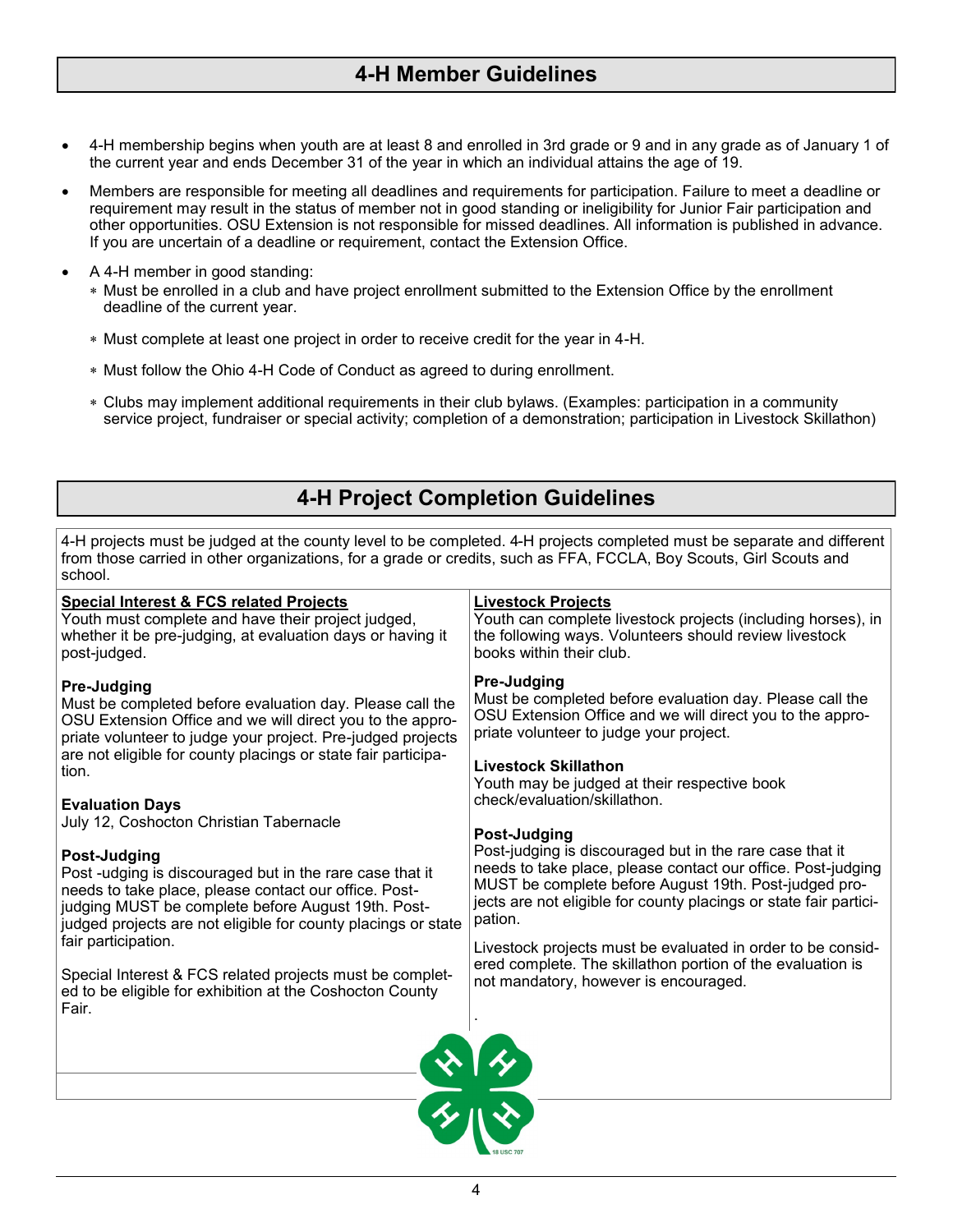## 4-H Member Guidelines

- 4-H membership begins when youth are at least 8 and enrolled in 3rd grade or 9 and in any grade as of January 1 of the current year and ends December 31 of the year in which an individual attains the age of 19.
- Members are responsible for meeting all deadlines and requirements for participation. Failure to meet a deadline or requirement may result in the status of member not in good standing or ineligibility for Junior Fair participation and other opportunities. OSU Extension is not responsible for missed deadlines. All information is published in advance. If you are uncertain of a deadline or requirement, contact the Extension Office.
- A 4-H member in good standing:
  - Must be enrolled in a club and have project enrollment submitted to the Extension Office by the enrollment deadline of the current year.
  - Must complete at least one project in order to receive credit for the year in 4-H.
  - Must follow the Ohio 4-H Code of Conduct as agreed to during enrollment.
  - Clubs may implement additional requirements in their club bylaws. (Examples: participation in a community service project, fundraiser or special activity; completion of a demonstration; participation in Livestock Skillathon)

## 4-H Project Completion Guidelines

4-H projects must be judged at the county level to be completed. 4-H projects completed must be separate and different from those carried in other organizations, for a grade or credits, such as FFA, FCCLA, Boy Scouts, Girl Scouts and school.

**Special Interest & FCS related Projects**
Youth must complete and have their project judged, whether it be pre-judging, at evaluation days or having it post-judged.

**Pre-Judging**
Must be completed before evaluation day. Please call the OSU Extension Office and we will direct you to the appropriate volunteer to judge your project. Pre-judged projects are not eligible for county placings or state fair participation.

**Evaluation Days**
July 12, Coshocton Christian Tabernacle

**Post-Judging**
Post -udging is discouraged but in the rare case that it needs to take place, please contact our office. Post-judging MUST be complete before August 19th. Post-judged projects are not eligible for county placings or state fair participation.

Special Interest & FCS related projects must be completed to be eligible for exhibition at the Coshocton County Fair.

**Livestock Projects**
Youth can complete livestock projects (including horses), in the following ways. Volunteers should review livestock books within their club.

**Pre-Judging**
Must be completed before evaluation day. Please call the OSU Extension Office and we will direct you to the appropriate volunteer to judge your project.

**Livestock Skillathon**
Youth may be judged at their respective book check/evaluation/skillathon.

**Post-Judging**
Post-judging is discouraged but in the rare case that it needs to take place, please contact our office. Post-judging MUST be complete before August 19th. Post-judged projects are not eligible for county placings or state fair participation.

Livestock projects must be evaluated in order to be considered complete. The skillathon portion of the evaluation is not mandatory, however is encouraged.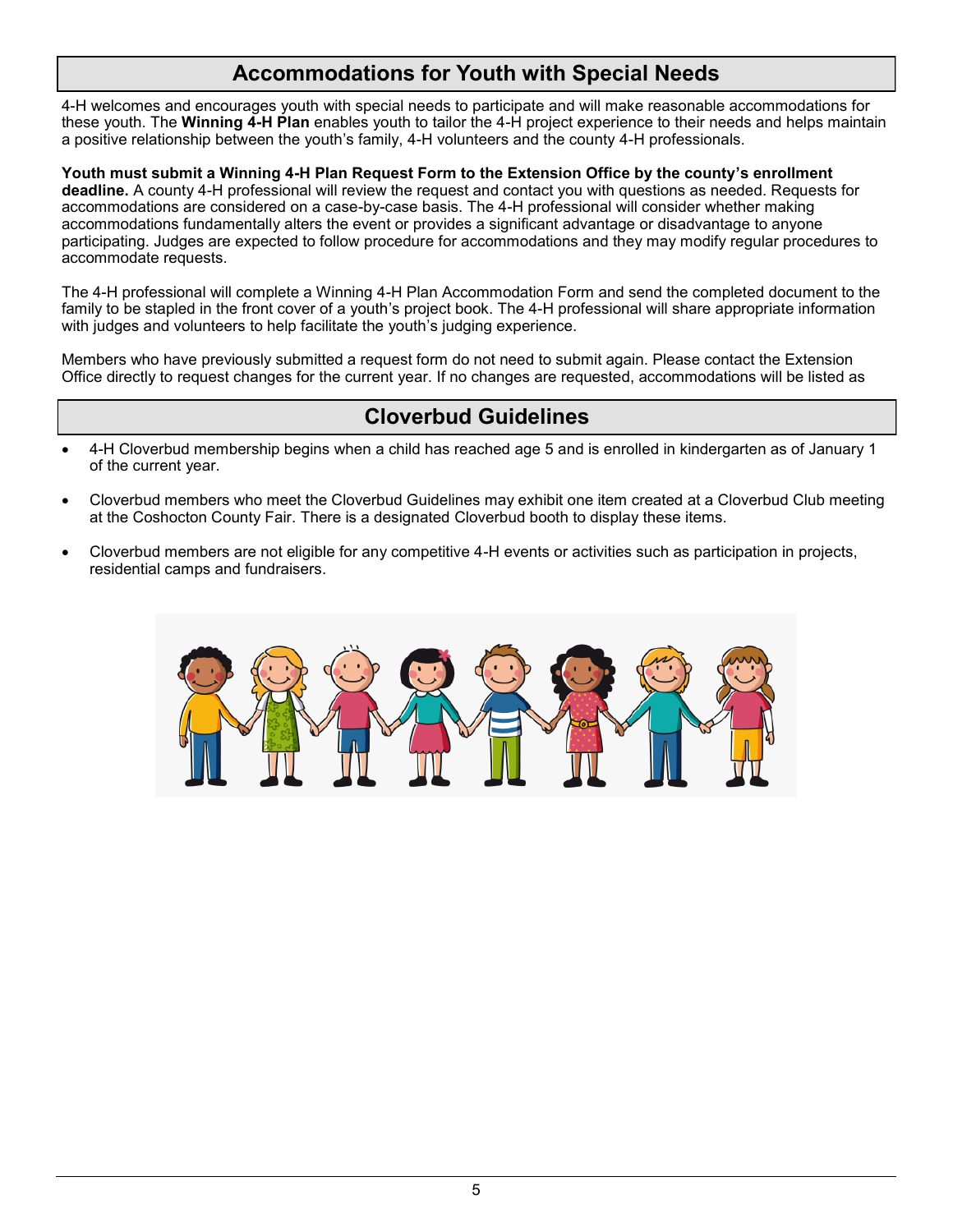## Accommodations for Youth with Special Needs

4-H welcomes and encourages youth with special needs to participate and will make reasonable accommodations for these youth. The **Winning 4-H Plan** enables youth to tailor the 4-H project experience to their needs and helps maintain a positive relationship between the youth's family, 4-H volunteers and the county 4-H professionals.

**Youth must submit a Winning 4-H Plan Request Form to the Extension Office by the county's enrollment deadline.** A county 4-H professional will review the request and contact you with questions as needed. Requests for accommodations are considered on a case-by-case basis. The 4-H professional will consider whether making accommodations fundamentally alters the event or provides a significant advantage or disadvantage to anyone participating. Judges are expected to follow procedure for accommodations and they may modify regular procedures to accommodate requests.

The 4-H professional will complete a Winning 4-H Plan Accommodation Form and send the completed document to the family to be stapled in the front cover of a youth's project book. The 4-H professional will share appropriate information with judges and volunteers to help facilitate the youth's judging experience.

Members who have previously submitted a request form do not need to submit again. Please contact the Extension Office directly to request changes for the current year. If no changes are requested, accommodations will be listed as

## Cloverbud Guidelines

- 4-H Cloverbud membership begins when a child has reached age 5 and is enrolled in kindergarten as of January 1 of the current year.
- Cloverbud members who meet the Cloverbud Guidelines may exhibit one item created at a Cloverbud Club meeting at the Coshocton County Fair. There is a designated Cloverbud booth to display these items.
- Cloverbud members are not eligible for any competitive 4-H events or activities such as participation in projects, residential camps and fundraisers.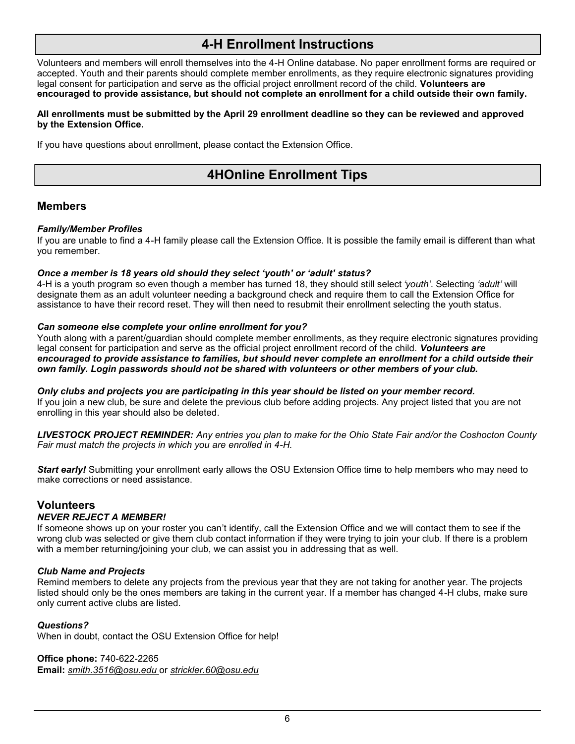## 4-H Enrollment Instructions

Volunteers and members will enroll themselves into the 4-H Online database. No paper enrollment forms are required or accepted. Youth and their parents should complete member enrollments, as they require electronic signatures providing legal consent for participation and serve as the official project enrollment record of the child. **Volunteers are encouraged to provide assistance, but should not complete an enrollment for a child outside their own family.**

**All enrollments must be submitted by the April 29 enrollment deadline so they can be reviewed and approved by the Extension Office.**

If you have questions about enrollment, please contact the Extension Office.

## 4HOnline Enrollment Tips

### Members

***Family/Member Profiles***

If you are unable to find a 4-H family please call the Extension Office. It is possible the family email is different than what you remember.

***Once a member is 18 years old should they select 'youth' or 'adult' status?***

4-H is a youth program so even though a member has turned 18, they should still select *'youth'*. Selecting *'adult'* will designate them as an adult volunteer needing a background check and require them to call the Extension Office for assistance to have their record reset. They will then need to resubmit their enrollment selecting the youth status.

***Can someone else complete your online enrollment for you?***

Youth along with a parent/guardian should complete member enrollments, as they require electronic signatures providing legal consent for participation and serve as the official project enrollment record of the child. ***Volunteers are encouraged to provide assistance to families, but should never complete an enrollment for a child outside their own family. Login passwords should not be shared with volunteers or other members of your club.***

***Only clubs and projects you are participating in this year should be listed on your member record.***

If you join a new club, be sure and delete the previous club before adding projects. Any project listed that you are not enrolling in this year should also be deleted.

***LIVESTOCK PROJECT REMINDER:*** *Any entries you plan to make for the Ohio State Fair and/or the Coshocton County Fair must match the projects in which you are enrolled in 4-H.*

***Start early!*** Submitting your enrollment early allows the OSU Extension Office time to help members who may need to make corrections or need assistance.

### Volunteers

***NEVER REJECT A MEMBER!***

If someone shows up on your roster you can't identify, call the Extension Office and we will contact them to see if the wrong club was selected or give them club contact information if they were trying to join your club. If there is a problem with a member returning/joining your club, we can assist you in addressing that as well.

***Club Name and Projects***

Remind members to delete any projects from the previous year that they are not taking for another year. The projects listed should only be the ones members are taking in the current year. If a member has changed 4-H clubs, make sure only current active clubs are listed.

***Questions?***

When in doubt, contact the OSU Extension Office for help!

**Office phone:** 740-622-2265
**Email:** *smith.3516@osu.edu* or *strickler.60@osu.edu*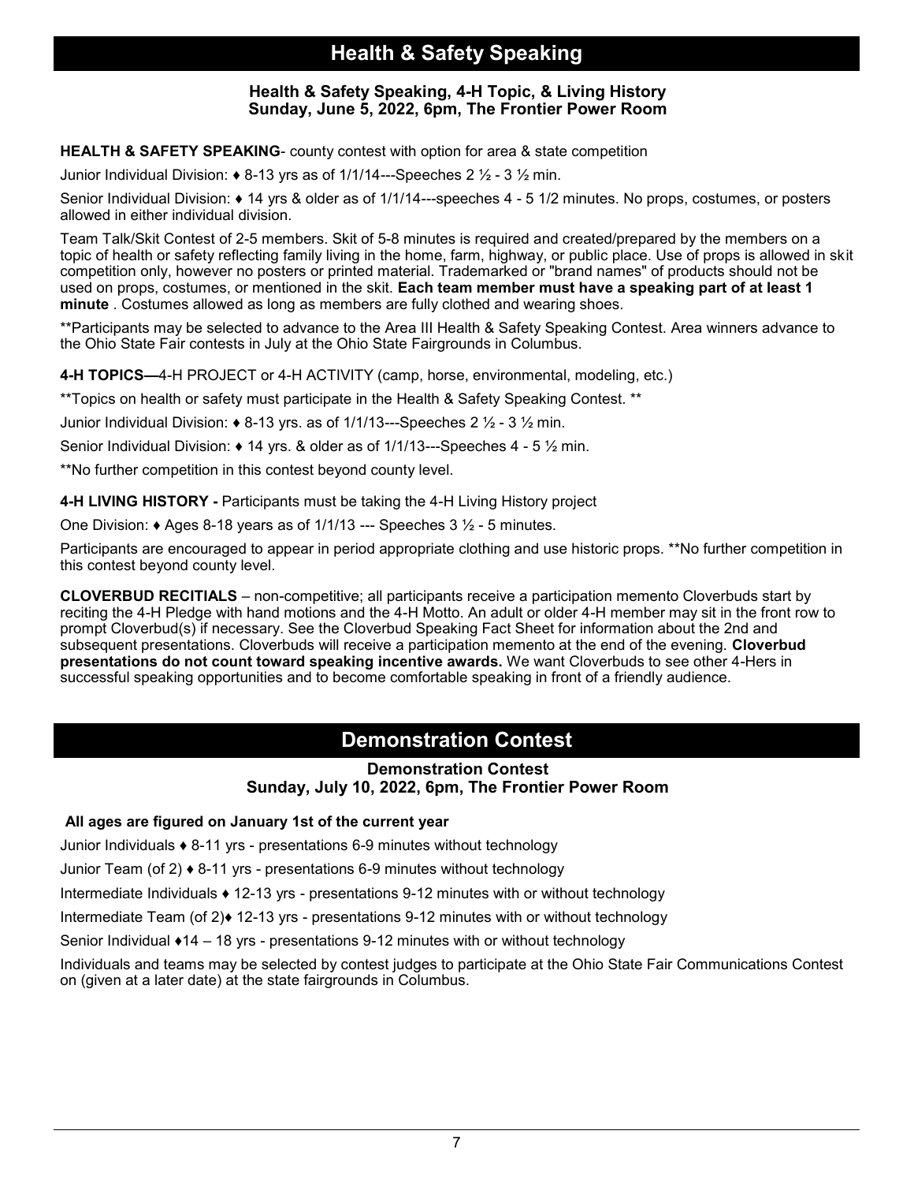# Health & Safety Speaking

**Health & Safety Speaking, 4-H Topic, & Living History**
**Sunday, June 5, 2022, 6pm, The Frontier Power Room**

**HEALTH & SAFETY SPEAKING**- county contest with option for area & state competition

Junior Individual Division: ♦ 8-13 yrs as of 1/1/14---Speeches 2 ½ - 3 ½ min.

Senior Individual Division: ♦ 14 yrs & older as of 1/1/14---speeches 4 - 5 1/2 minutes. No props, costumes, or posters allowed in either individual division.

Team Talk/Skit Contest of 2-5 members. Skit of 5-8 minutes is required and created/prepared by the members on a topic of health or safety reflecting family living in the home, farm, highway, or public place. Use of props is allowed in skit competition only, however no posters or printed material. Trademarked or "brand names" of products should not be used on props, costumes, or mentioned in the skit. **Each team member must have a speaking part of at least 1 minute** . Costumes allowed as long as members are fully clothed and wearing shoes.

**Participants may be selected to advance to the Area III Health & Safety Speaking Contest. Area winners advance to the Ohio State Fair contests in July at the Ohio State Fairgrounds in Columbus.

**4-H TOPICS—**4-H PROJECT or 4-H ACTIVITY (camp, horse, environmental, modeling, etc.)

**Topics on health or safety must participate in the Health & Safety Speaking Contest. **

Junior Individual Division: ♦ 8-13 yrs. as of 1/1/13---Speeches 2 ½ - 3 ½ min.

Senior Individual Division: ♦ 14 yrs. & older as of 1/1/13---Speeches 4 - 5 ½ min.

**No further competition in this contest beyond county level.

**4-H LIVING HISTORY -** Participants must be taking the 4-H Living History project

One Division: ♦ Ages 8-18 years as of 1/1/13 --- Speeches 3 ½ - 5 minutes.

Participants are encouraged to appear in period appropriate clothing and use historic props. **No further competition in this contest beyond county level.

**CLOVERBUD RECITIALS** – non-competitive; all participants receive a participation memento Cloverbuds start by reciting the 4-H Pledge with hand motions and the 4-H Motto. An adult or older 4-H member may sit in the front row to prompt Cloverbud(s) if necessary. See the Cloverbud Speaking Fact Sheet for information about the 2nd and subsequent presentations. Cloverbuds will receive a participation memento at the end of the evening. **Cloverbud presentations do not count toward speaking incentive awards.** We want Cloverbuds to see other 4-Hers in successful speaking opportunities and to become comfortable speaking in front of a friendly audience.

# Demonstration Contest

**Demonstration Contest**
**Sunday, July 10, 2022, 6pm, The Frontier Power Room**

**All ages are figured on January 1st of the current year**

Junior Individuals ♦ 8-11 yrs - presentations 6-9 minutes without technology

Junior Team (of 2) ♦ 8-11 yrs - presentations 6-9 minutes without technology

Intermediate Individuals ♦ 12-13 yrs - presentations 9-12 minutes with or without technology

Intermediate Team (of 2)♦ 12-13 yrs - presentations 9-12 minutes with or without technology

Senior Individual ♦14 – 18 yrs - presentations 9-12 minutes with or without technology

Individuals and teams may be selected by contest judges to participate at the Ohio State Fair Communications Contest on (given at a later date) at the state fairgrounds in Columbus.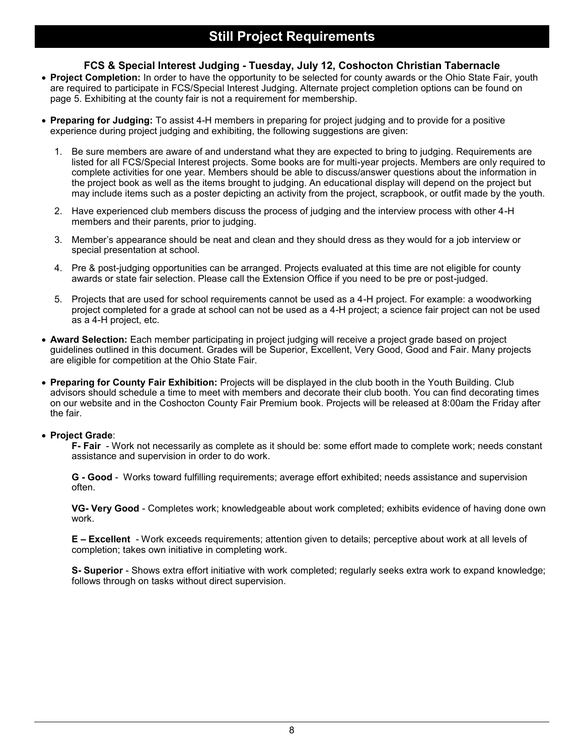# Still Project Requirements

### FCS & Special Interest Judging - Tuesday, July 12, Coshocton Christian Tabernacle

- **Project Completion:** In order to have the opportunity to be selected for county awards or the Ohio State Fair, youth are required to participate in FCS/Special Interest Judging. Alternate project completion options can be found on page 5. Exhibiting at the county fair is not a requirement for membership.

- **Preparing for Judging:** To assist 4-H members in preparing for project judging and to provide for a positive experience during project judging and exhibiting, the following suggestions are given:

  1. Be sure members are aware of and understand what they are expected to bring to judging. Requirements are listed for all FCS/Special Interest projects. Some books are for multi-year projects. Members are only required to complete activities for one year. Members should be able to discuss/answer questions about the information in the project book as well as the items brought to judging. An educational display will depend on the project but may include items such as a poster depicting an activity from the project, scrapbook, or outfit made by the youth.

  2. Have experienced club members discuss the process of judging and the interview process with other 4-H members and their parents, prior to judging.

  3. Member's appearance should be neat and clean and they should dress as they would for a job interview or special presentation at school.

  4. Pre & post-judging opportunities can be arranged. Projects evaluated at this time are not eligible for county awards or state fair selection. Please call the Extension Office if you need to be pre or post-judged.

  5. Projects that are used for school requirements cannot be used as a 4-H project. For example: a woodworking project completed for a grade at school can not be used as a 4-H project; a science fair project can not be used as a 4-H project, etc.

- **Award Selection:** Each member participating in project judging will receive a project grade based on project guidelines outlined in this document. Grades will be Superior, Excellent, Very Good, Good and Fair. Many projects are eligible for competition at the Ohio State Fair.

- **Preparing for County Fair Exhibition:** Projects will be displayed in the club booth in the Youth Building. Club advisors should schedule a time to meet with members and decorate their club booth. You can find decorating times on our website and in the Coshocton County Fair Premium book. Projects will be released at 8:00am the Friday after the fair.

- **Project Grade**:

  **F- Fair** - Work not necessarily as complete as it should be: some effort made to complete work; needs constant assistance and supervision in order to do work.

  **G - Good** - Works toward fulfilling requirements; average effort exhibited; needs assistance and supervision often.

  **VG- Very Good** - Completes work; knowledgeable about work completed; exhibits evidence of having done own work.

  **E – Excellent** - Work exceeds requirements; attention given to details; perceptive about work at all levels of completion; takes own initiative in completing work.

  **S- Superior** - Shows extra effort initiative with work completed; regularly seeks extra work to expand knowledge; follows through on tasks without direct supervision.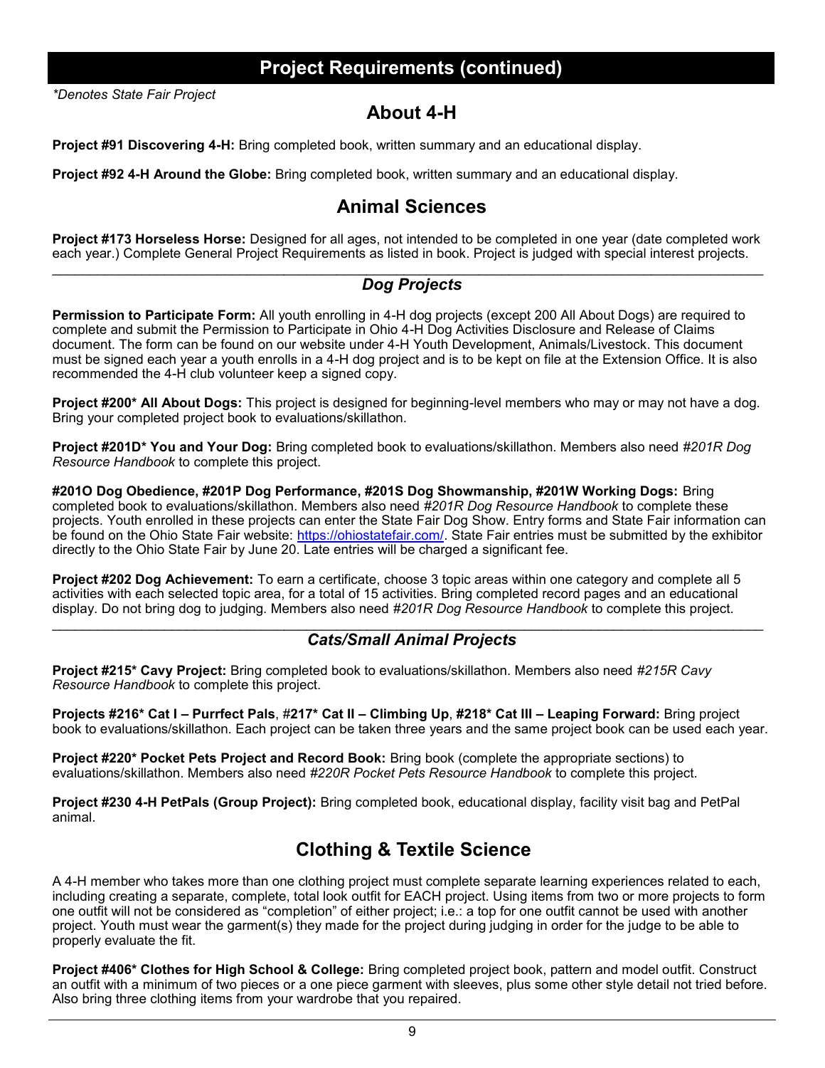# Project Requirements (continued)

*\*Denotes State Fair Project*

## About 4-H

**Project #91 Discovering 4-H:** Bring completed book, written summary and an educational display.

**Project #92 4-H Around the Globe:** Bring completed book, written summary and an educational display.

## Animal Sciences

**Project #173 Horseless Horse:** Designed for all ages, not intended to be completed in one year (date completed work each year.) Complete General Project Requirements as listed in book. Project is judged with special interest projects.

---

### *Dog Projects*

**Permission to Participate Form:** All youth enrolling in 4-H dog projects (except 200 All About Dogs) are required to complete and submit the Permission to Participate in Ohio 4-H Dog Activities Disclosure and Release of Claims document. The form can be found on our website under 4-H Youth Development, Animals/Livestock. This document must be signed each year a youth enrolls in a 4-H dog project and is to be kept on file at the Extension Office. It is also recommended the 4-H club volunteer keep a signed copy.

**Project #200\* All About Dogs:** This project is designed for beginning-level members who may or may not have a dog. Bring your completed project book to evaluations/skillathon.

**Project #201D\* You and Your Dog:** Bring completed book to evaluations/skillathon. Members also need *#201R Dog Resource Handbook* to complete this project.

**#201O Dog Obedience, #201P Dog Performance, #201S Dog Showmanship, #201W Working Dogs:** Bring completed book to evaluations/skillathon. Members also need *#201R Dog Resource Handbook* to complete these projects. Youth enrolled in these projects can enter the State Fair Dog Show. Entry forms and State Fair information can be found on the Ohio State Fair website: [https://ohiostatefair.com/](https://ohiostatefair.com/). State Fair entries must be submitted by the exhibitor directly to the Ohio State Fair by June 20. Late entries will be charged a significant fee.

**Project #202 Dog Achievement:** To earn a certificate, choose 3 topic areas within one category and complete all 5 activities with each selected topic area, for a total of 15 activities. Bring completed record pages and an educational display. Do not bring dog to judging. Members also need *#201R Dog Resource Handbook* to complete this project.

---

### *Cats/Small Animal Projects*

**Project #215\* Cavy Project:** Bring completed book to evaluations/skillathon. Members also need *#215R Cavy Resource Handbook* to complete this project.

**Projects #216\* Cat I – Purrfect Pals**, **#217\* Cat II – Climbing Up**, **#218\* Cat III – Leaping Forward:** Bring project book to evaluations/skillathon. Each project can be taken three years and the same project book can be used each year.

**Project #220\* Pocket Pets Project and Record Book:** Bring book (complete the appropriate sections) to evaluations/skillathon. Members also need *#220R Pocket Pets Resource Handbook* to complete this project.

**Project #230 4-H PetPals (Group Project):** Bring completed book, educational display, facility visit bag and PetPal animal.

## Clothing & Textile Science

A 4-H member who takes more than one clothing project must complete separate learning experiences related to each, including creating a separate, complete, total look outfit for EACH project. Using items from two or more projects to form one outfit will not be considered as "completion" of either project; i.e.: a top for one outfit cannot be used with another project. Youth must wear the garment(s) they made for the project during judging in order for the judge to be able to properly evaluate the fit.

**Project #406\* Clothes for High School & College:** Bring completed project book, pattern and model outfit. Construct an outfit with a minimum of two pieces or a one piece garment with sleeves, plus some other style detail not tried before. Also bring three clothing items from your wardrobe that you repaired.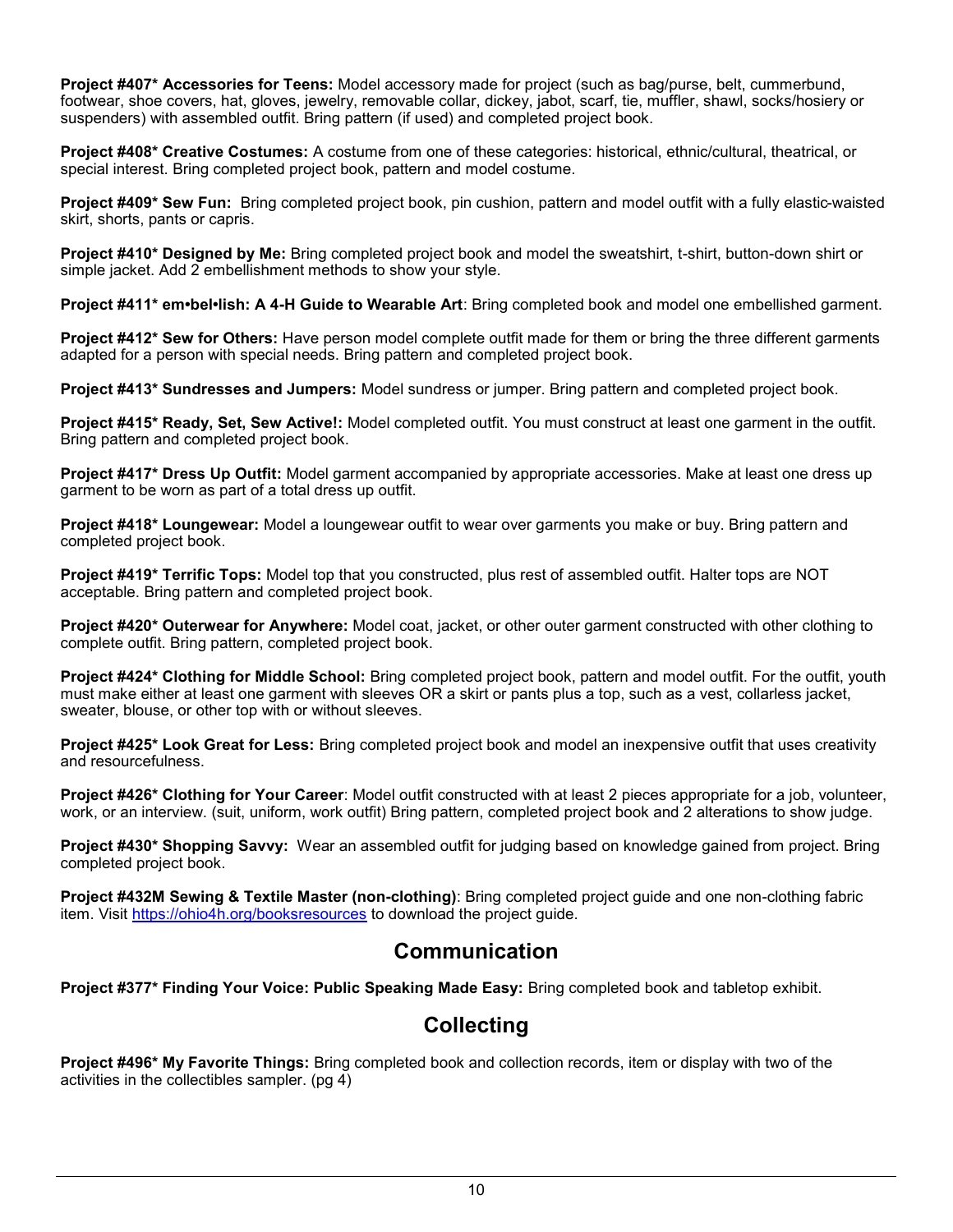**Project #407* Accessories for Teens:** Model accessory made for project (such as bag/purse, belt, cummerbund, footwear, shoe covers, hat, gloves, jewelry, removable collar, dickey, jabot, scarf, tie, muffler, shawl, socks/hosiery or suspenders) with assembled outfit. Bring pattern (if used) and completed project book.

**Project #408* Creative Costumes:** A costume from one of these categories: historical, ethnic/cultural, theatrical, or special interest. Bring completed project book, pattern and model costume.

**Project #409* Sew Fun:** Bring completed project book, pin cushion, pattern and model outfit with a fully elastic-waisted skirt, shorts, pants or capris.

**Project #410* Designed by Me:** Bring completed project book and model the sweatshirt, t-shirt, button-down shirt or simple jacket. Add 2 embellishment methods to show your style.

**Project #411* em•bel•lish: A 4-H Guide to Wearable Art**: Bring completed book and model one embellished garment.

**Project #412* Sew for Others:** Have person model complete outfit made for them or bring the three different garments adapted for a person with special needs. Bring pattern and completed project book.

**Project #413* Sundresses and Jumpers:** Model sundress or jumper. Bring pattern and completed project book.

**Project #415* Ready, Set, Sew Active!:** Model completed outfit. You must construct at least one garment in the outfit. Bring pattern and completed project book.

**Project #417* Dress Up Outfit:** Model garment accompanied by appropriate accessories. Make at least one dress up garment to be worn as part of a total dress up outfit.

**Project #418* Loungewear:** Model a loungewear outfit to wear over garments you make or buy. Bring pattern and completed project book.

**Project #419* Terrific Tops:** Model top that you constructed, plus rest of assembled outfit. Halter tops are NOT acceptable. Bring pattern and completed project book.

**Project #420* Outerwear for Anywhere:** Model coat, jacket, or other outer garment constructed with other clothing to complete outfit. Bring pattern, completed project book.

**Project #424* Clothing for Middle School:** Bring completed project book, pattern and model outfit. For the outfit, youth must make either at least one garment with sleeves OR a skirt or pants plus a top, such as a vest, collarless jacket, sweater, blouse, or other top with or without sleeves.

**Project #425* Look Great for Less:** Bring completed project book and model an inexpensive outfit that uses creativity and resourcefulness.

**Project #426* Clothing for Your Career**: Model outfit constructed with at least 2 pieces appropriate for a job, volunteer, work, or an interview. (suit, uniform, work outfit) Bring pattern, completed project book and 2 alterations to show judge.

**Project #430* Shopping Savvy:** Wear an assembled outfit for judging based on knowledge gained from project. Bring completed project book.

**Project #432M Sewing & Textile Master (non-clothing)**: Bring completed project guide and one non-clothing fabric item. Visit https://ohio4h.org/booksresources to download the project guide.

## Communication

**Project #377* Finding Your Voice: Public Speaking Made Easy:** Bring completed book and tabletop exhibit.

## Collecting

**Project #496* My Favorite Things:** Bring completed book and collection records, item or display with two of the activities in the collectibles sampler. (pg 4)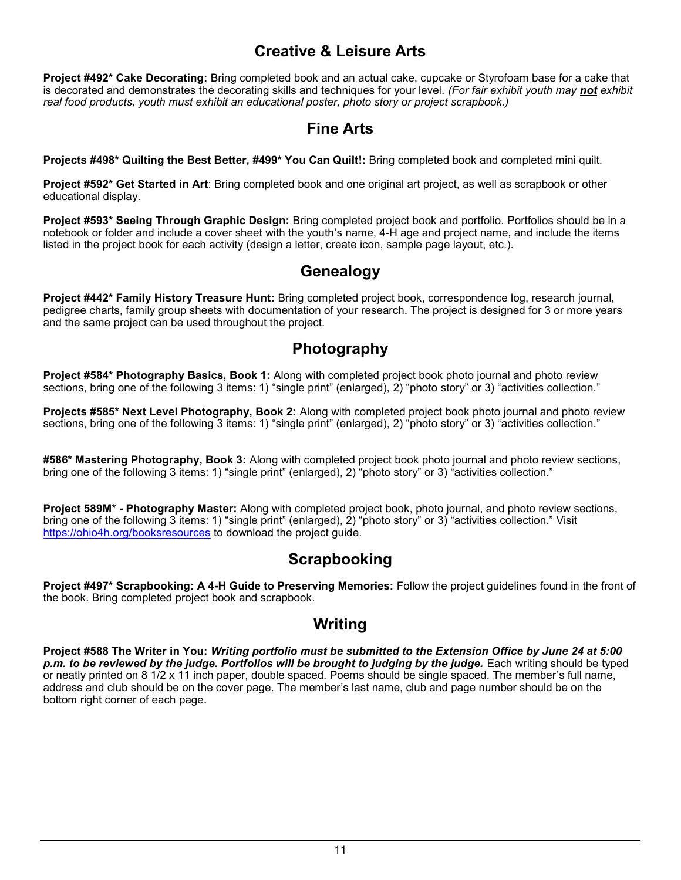## Creative & Leisure Arts

**Project #492* Cake Decorating:** Bring completed book and an actual cake, cupcake or Styrofoam base for a cake that is decorated and demonstrates the decorating skills and techniques for your level. *(For fair exhibit youth may **not** exhibit real food products, youth must exhibit an educational poster, photo story or project scrapbook.)*

## Fine Arts

**Projects #498* Quilting the Best Better, #499* You Can Quilt!:** Bring completed book and completed mini quilt.

**Project #592* Get Started in Art**: Bring completed book and one original art project, as well as scrapbook or other educational display.

**Project #593* Seeing Through Graphic Design:** Bring completed project book and portfolio. Portfolios should be in a notebook or folder and include a cover sheet with the youth's name, 4-H age and project name, and include the items listed in the project book for each activity (design a letter, create icon, sample page layout, etc.).

## Genealogy

**Project #442* Family History Treasure Hunt:** Bring completed project book, correspondence log, research journal, pedigree charts, family group sheets with documentation of your research. The project is designed for 3 or more years and the same project can be used throughout the project.

## Photography

**Project #584* Photography Basics, Book 1:** Along with completed project book photo journal and photo review sections, bring one of the following 3 items: 1) "single print" (enlarged), 2) "photo story" or 3) "activities collection."

**Projects #585* Next Level Photography, Book 2:** Along with completed project book photo journal and photo review sections, bring one of the following 3 items: 1) "single print" (enlarged), 2) "photo story" or 3) "activities collection."

**#586* Mastering Photography, Book 3:** Along with completed project book photo journal and photo review sections, bring one of the following 3 items: 1) "single print" (enlarged), 2) "photo story" or 3) "activities collection."

**Project 589M* - Photography Master:** Along with completed project book, photo journal, and photo review sections, bring one of the following 3 items: 1) "single print" (enlarged), 2) "photo story" or 3) "activities collection." Visit https://ohio4h.org/booksresources to download the project guide.

## Scrapbooking

**Project #497* Scrapbooking: A 4-H Guide to Preserving Memories:** Follow the project guidelines found in the front of the book. Bring completed project book and scrapbook.

## Writing

**Project #588 The Writer in You:** ***Writing portfolio must be submitted to the Extension Office by June 24 at 5:00 p.m. to be reviewed by the judge. Portfolios will be brought to judging by the judge.*** Each writing should be typed or neatly printed on 8 1/2 x 11 inch paper, double spaced. Poems should be single spaced. The member's full name, address and club should be on the cover page. The member's last name, club and page number should be on the bottom right corner of each page.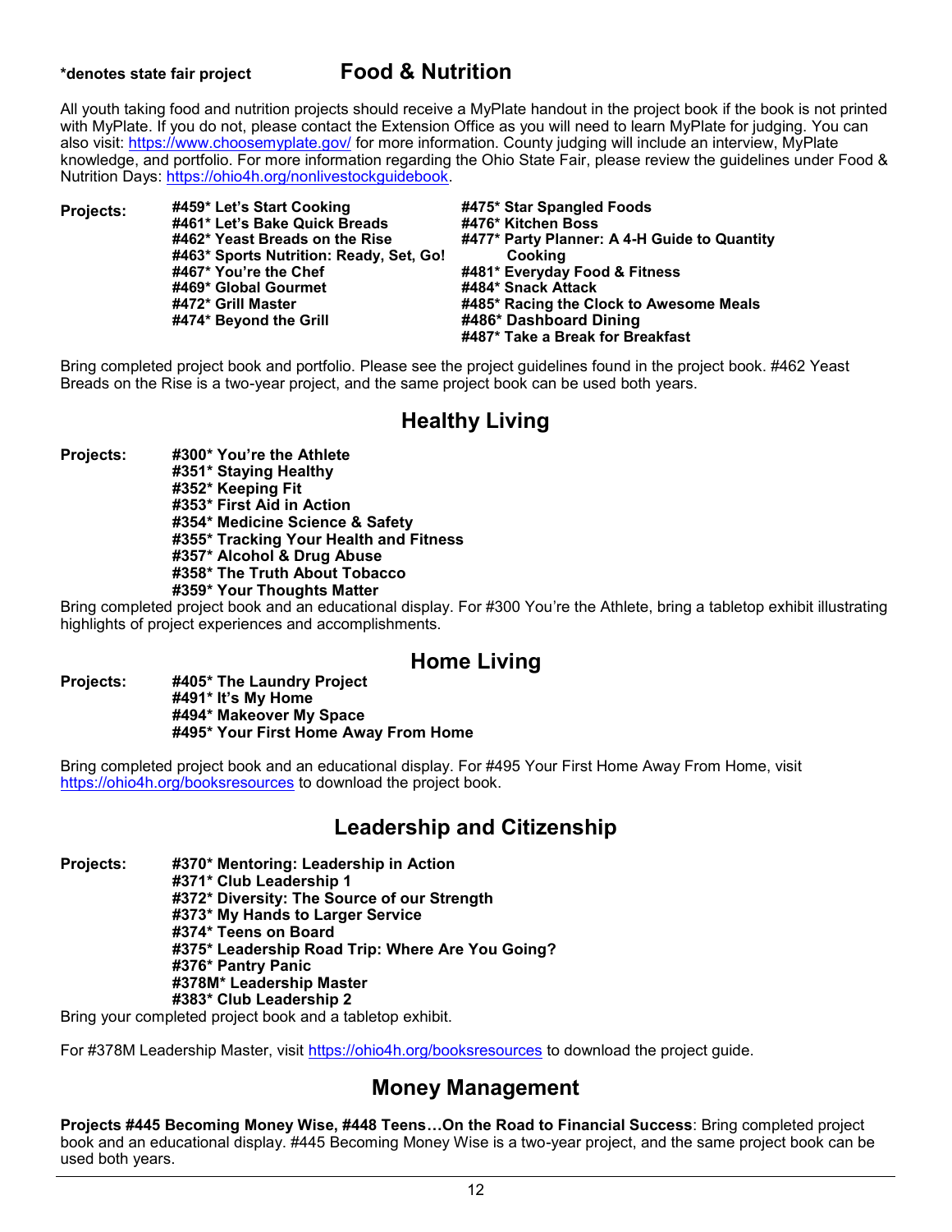**\*denotes state fair project**

## Food & Nutrition

All youth taking food and nutrition projects should receive a MyPlate handout in the project book if the book is not printed with MyPlate. If you do not, please contact the Extension Office as you will need to learn MyPlate for judging. You can also visit: https://www.choosemyplate.gov/ for more information. County judging will include an interview, MyPlate knowledge, and portfolio. For more information regarding the Ohio State Fair, please review the guidelines under Food & Nutrition Days: https://ohio4h.org/nonlivestockguidebook.

**Projects:**

- **#459* Let's Start Cooking**
- **#461* Let's Bake Quick Breads**
- **#462* Yeast Breads on the Rise**
- **#463* Sports Nutrition: Ready, Set, Go!**
- **#467* You're the Chef**
- **#469* Global Gourmet**
- **#472* Grill Master**
- **#474* Beyond the Grill**
- **#475* Star Spangled Foods**
- **#476* Kitchen Boss**
- **#477* Party Planner: A 4-H Guide to Quantity Cooking**
- **#481* Everyday Food & Fitness**
- **#484* Snack Attack**
- **#485* Racing the Clock to Awesome Meals**
- **#486* Dashboard Dining**
- **#487* Take a Break for Breakfast**

Bring completed project book and portfolio. Please see the project guidelines found in the project book. #462 Yeast Breads on the Rise is a two-year project, and the same project book can be used both years.

## Healthy Living

**Projects:**

- **#300* You're the Athlete**
- **#351* Staying Healthy**
- **#352* Keeping Fit**
- **#353* First Aid in Action**
- **#354* Medicine Science & Safety**
- **#355* Tracking Your Health and Fitness**
- **#357* Alcohol & Drug Abuse**
- **#358* The Truth About Tobacco**
- **#359* Your Thoughts Matter**

Bring completed project book and an educational display. For #300 You're the Athlete, bring a tabletop exhibit illustrating highlights of project experiences and accomplishments.

## Home Living

**Projects:**

- **#405* The Laundry Project**
- **#491* It's My Home**
- **#494* Makeover My Space**
- **#495* Your First Home Away From Home**

Bring completed project book and an educational display. For #495 Your First Home Away From Home, visit https://ohio4h.org/booksresources to download the project book.

## Leadership and Citizenship

**Projects:**

- **#370* Mentoring: Leadership in Action**
- **#371* Club Leadership 1**
- **#372* Diversity: The Source of our Strength**
- **#373* My Hands to Larger Service**
- **#374* Teens on Board**
- **#375* Leadership Road Trip: Where Are You Going?**
- **#376* Pantry Panic**
- **#378M* Leadership Master**
- **#383* Club Leadership 2**

Bring your completed project book and a tabletop exhibit.

For #378M Leadership Master, visit https://ohio4h.org/booksresources to download the project guide.

## Money Management

**Projects #445 Becoming Money Wise, #448 Teens…On the Road to Financial Success**: Bring completed project book and an educational display. #445 Becoming Money Wise is a two-year project, and the same project book can be used both years.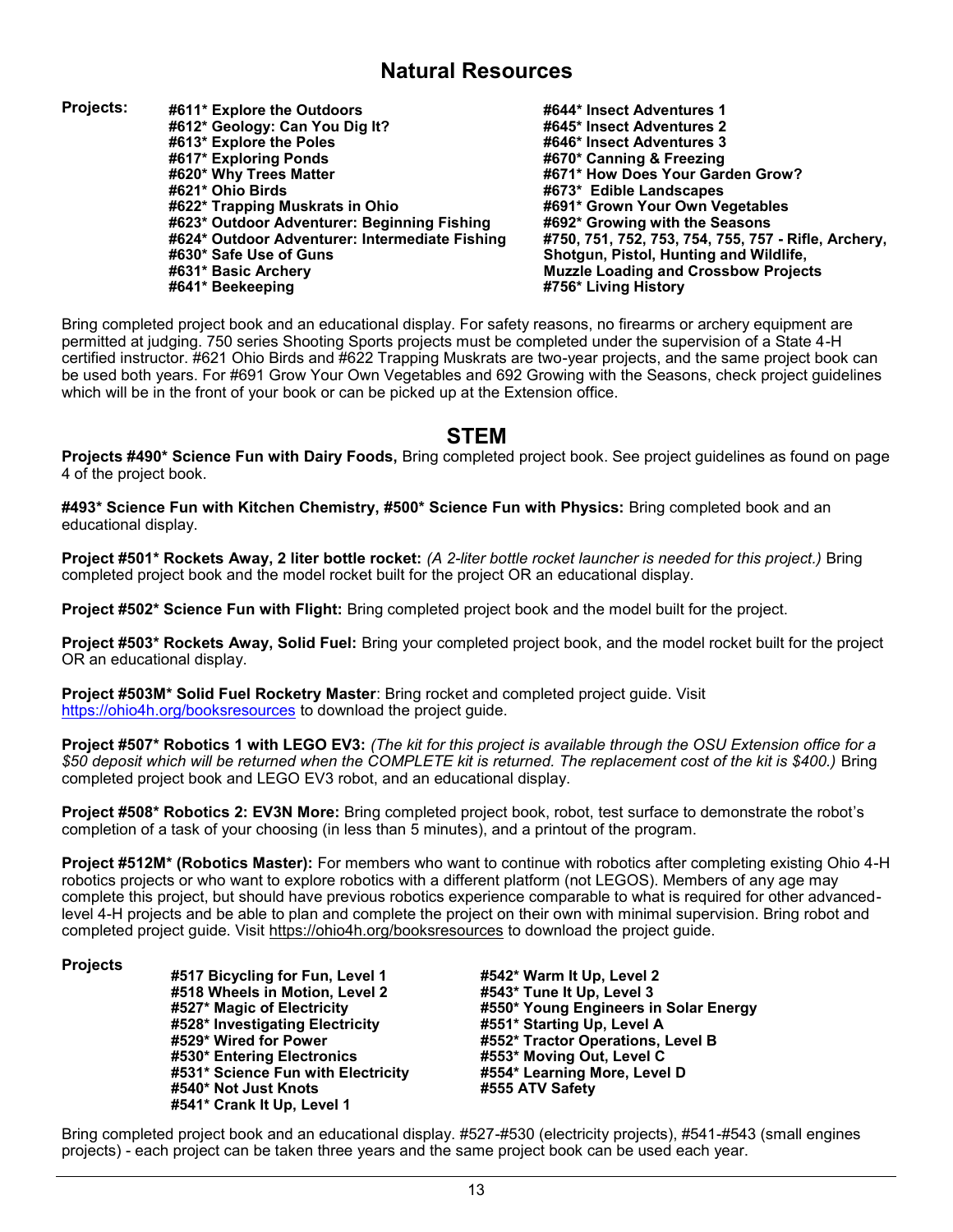## Natural Resources

**Projects:**

**#611* Explore the Outdoors**
**#612* Geology: Can You Dig It?**
**#613* Explore the Poles**
**#617* Exploring Ponds**
**#620* Why Trees Matter**
**#621* Ohio Birds**
**#622* Trapping Muskrats in Ohio**
**#623* Outdoor Adventurer: Beginning Fishing**
**#624* Outdoor Adventurer: Intermediate Fishing**
**#630* Safe Use of Guns**
**#631* Basic Archery**
**#641* Beekeeping**
**#644* Insect Adventures 1**
**#645* Insect Adventures 2**
**#646* Insect Adventures 3**
**#670* Canning & Freezing**
**#671* How Does Your Garden Grow?**
**#673* Edible Landscapes**
**#691* Grown Your Own Vegetables**
**#692* Growing with the Seasons**
**#750, 751, 752, 753, 754, 755, 757 - Rifle, Archery, Shotgun, Pistol, Hunting and Wildlife, Muzzle Loading and Crossbow Projects**
**#756* Living History**

Bring completed project book and an educational display. For safety reasons, no firearms or archery equipment are permitted at judging. 750 series Shooting Sports projects must be completed under the supervision of a State 4-H certified instructor. #621 Ohio Birds and #622 Trapping Muskrats are two-year projects, and the same project book can be used both years. For #691 Grow Your Own Vegetables and 692 Growing with the Seasons, check project guidelines which will be in the front of your book or can be picked up at the Extension office.

## STEM

**Projects #490* Science Fun with Dairy Foods,** Bring completed project book. See project guidelines as found on page 4 of the project book.

**#493* Science Fun with Kitchen Chemistry, #500* Science Fun with Physics:** Bring completed book and an educational display.

**Project #501* Rockets Away, 2 liter bottle rocket:** *(A 2-liter bottle rocket launcher is needed for this project.)* Bring completed project book and the model rocket built for the project OR an educational display.

**Project #502* Science Fun with Flight:** Bring completed project book and the model built for the project.

**Project #503* Rockets Away, Solid Fuel:** Bring your completed project book, and the model rocket built for the project OR an educational display.

**Project #503M* Solid Fuel Rocketry Master**: Bring rocket and completed project guide. Visit https://ohio4h.org/booksresources to download the project guide.

**Project #507* Robotics 1 with LEGO EV3:** *(The kit for this project is available through the OSU Extension office for a $50 deposit which will be returned when the COMPLETE kit is returned. The replacement cost of the kit is $400.)* Bring completed project book and LEGO EV3 robot, and an educational display.

**Project #508* Robotics 2: EV3N More:** Bring completed project book, robot, test surface to demonstrate the robot's completion of a task of your choosing (in less than 5 minutes), and a printout of the program.

**Project #512M* (Robotics Master):** For members who want to continue with robotics after completing existing Ohio 4-H robotics projects or who want to explore robotics with a different platform (not LEGOS). Members of any age may complete this project, but should have previous robotics experience comparable to what is required for other advanced-level 4-H projects and be able to plan and complete the project on their own with minimal supervision. Bring robot and completed project guide. Visit https://ohio4h.org/booksresources to download the project guide.

**Projects**

**#517 Bicycling for Fun, Level 1**
**#518 Wheels in Motion, Level 2**
**#527* Magic of Electricity**
**#528* Investigating Electricity**
**#529* Wired for Power**
**#530* Entering Electronics**
**#531* Science Fun with Electricity**
**#540* Not Just Knots**
**#541* Crank It Up, Level 1**
**#542* Warm It Up, Level 2**
**#543* Tune It Up, Level 3**
**#550* Young Engineers in Solar Energy**
**#551* Starting Up, Level A**
**#552* Tractor Operations, Level B**
**#553* Moving Out, Level C**
**#554* Learning More, Level D**
**#555 ATV Safety**

Bring completed project book and an educational display. #527-#530 (electricity projects), #541-#543 (small engines projects) - each project can be taken three years and the same project book can be used each year.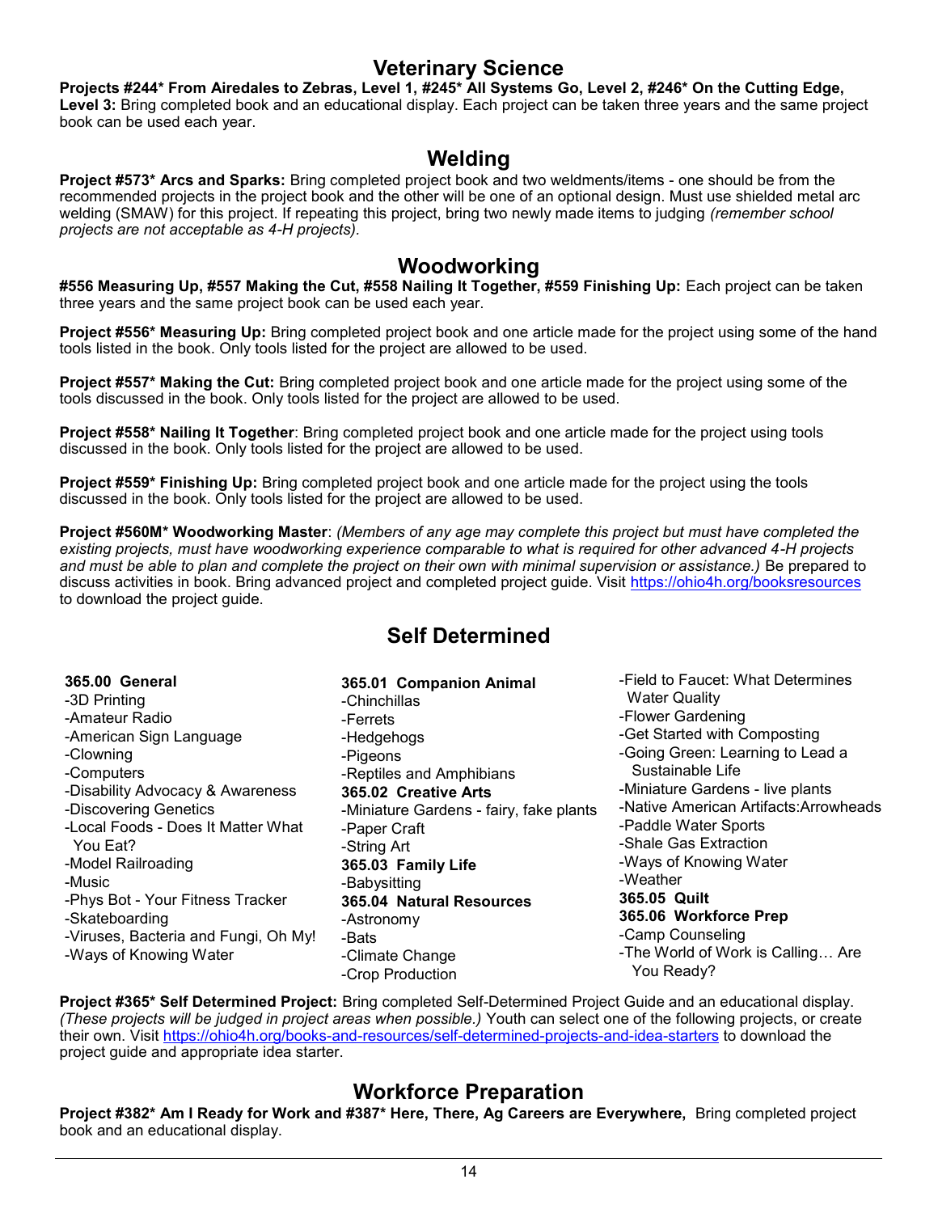## Veterinary Science

**Projects #244* From Airedales to Zebras, Level 1, #245* All Systems Go, Level 2, #246* On the Cutting Edge, Level 3:** Bring completed book and an educational display. Each project can be taken three years and the same project book can be used each year.

## Welding

**Project #573* Arcs and Sparks:** Bring completed project book and two weldments/items - one should be from the recommended projects in the project book and the other will be one of an optional design. Must use shielded metal arc welding (SMAW) for this project. If repeating this project, bring two newly made items to judging *(remember school projects are not acceptable as 4-H projects).*

## Woodworking

**#556 Measuring Up, #557 Making the Cut, #558 Nailing It Together, #559 Finishing Up:** Each project can be taken three years and the same project book can be used each year.

**Project #556* Measuring Up:** Bring completed project book and one article made for the project using some of the hand tools listed in the book. Only tools listed for the project are allowed to be used.

**Project #557* Making the Cut:** Bring completed project book and one article made for the project using some of the tools discussed in the book. Only tools listed for the project are allowed to be used.

**Project #558* Nailing It Together**: Bring completed project book and one article made for the project using tools discussed in the book. Only tools listed for the project are allowed to be used.

**Project #559* Finishing Up:** Bring completed project book and one article made for the project using the tools discussed in the book. Only tools listed for the project are allowed to be used.

**Project #560M* Woodworking Master**: *(Members of any age may complete this project but must have completed the existing projects, must have woodworking experience comparable to what is required for other advanced 4-H projects and must be able to plan and complete the project on their own with minimal supervision or assistance.)* Be prepared to discuss activities in book. Bring advanced project and completed project guide. Visit https://ohio4h.org/booksresources to download the project guide.

## Self Determined

**365.00 General**
- -3D Printing
- -Amateur Radio
- -American Sign Language
- -Clowning
- -Computers
- -Disability Advocacy & Awareness
- -Discovering Genetics
- -Local Foods - Does It Matter What You Eat?
- -Model Railroading
- -Music
- -Phys Bot - Your Fitness Tracker
- -Skateboarding
- -Viruses, Bacteria and Fungi, Oh My!
- -Ways of Knowing Water

**365.01 Companion Animal**
- -Chinchillas
- -Ferrets
- -Hedgehogs
- -Pigeons
- -Reptiles and Amphibians

**365.02 Creative Arts**
- -Miniature Gardens - fairy, fake plants
- -Paper Craft
- -String Art

**365.03 Family Life**
- -Babysitting

**365.04 Natural Resources**
- -Astronomy
- -Bats
- -Climate Change
- -Crop Production
- -Field to Faucet: What Determines Water Quality
- -Flower Gardening
- -Get Started with Composting
- -Going Green: Learning to Lead a Sustainable Life
- -Miniature Gardens - live plants
- -Native American Artifacts:Arrowheads
- -Paddle Water Sports
- -Shale Gas Extraction
- -Ways of Knowing Water
- -Weather

**365.05 Quilt**

**365.06 Workforce Prep**
- -Camp Counseling
- -The World of Work is Calling… Are You Ready?

**Project #365* Self Determined Project:** Bring completed Self-Determined Project Guide and an educational display. *(These projects will be judged in project areas when possible.)* Youth can select one of the following projects, or create their own. Visit https://ohio4h.org/books-and-resources/self-determined-projects-and-idea-starters to download the project guide and appropriate idea starter.

## Workforce Preparation

**Project #382* Am I Ready for Work and #387* Here, There, Ag Careers are Everywhere,** Bring completed project book and an educational display.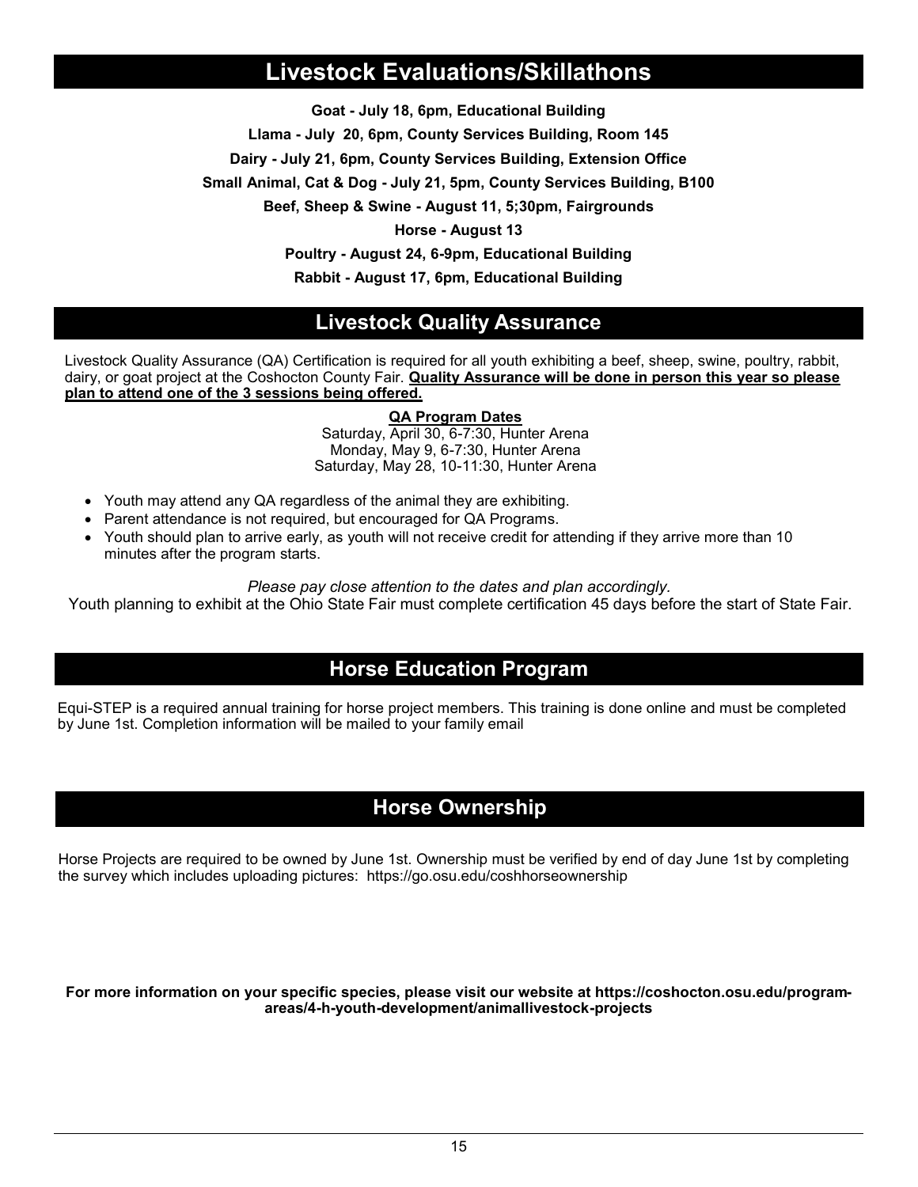## Livestock Evaluations/Skillathons

**Goat - July 18, 6pm, Educational Building**

**Llama - July 20, 6pm, County Services Building, Room 145**

**Dairy - July 21, 6pm, County Services Building, Extension Office**

**Small Animal, Cat & Dog - July 21, 5pm, County Services Building, B100**

**Beef, Sheep & Swine - August 11, 5;30pm, Fairgrounds**

**Horse - August 13**

**Poultry - August 24, 6-9pm, Educational Building**

**Rabbit - August 17, 6pm, Educational Building**

## Livestock Quality Assurance

Livestock Quality Assurance (QA) Certification is required for all youth exhibiting a beef, sheep, swine, poultry, rabbit, dairy, or goat project at the Coshocton County Fair. **Quality Assurance will be done in person this year so please plan to attend one of the 3 sessions being offered.**

**QA Program Dates**

Saturday, April 30, 6-7:30, Hunter Arena
Monday, May 9, 6-7:30, Hunter Arena
Saturday, May 28, 10-11:30, Hunter Arena

- Youth may attend any QA regardless of the animal they are exhibiting.
- Parent attendance is not required, but encouraged for QA Programs.
- Youth should plan to arrive early, as youth will not receive credit for attending if they arrive more than 10 minutes after the program starts.

*Please pay close attention to the dates and plan accordingly.*

Youth planning to exhibit at the Ohio State Fair must complete certification 45 days before the start of State Fair.

## Horse Education Program

Equi-STEP is a required annual training for horse project members. This training is done online and must be completed by June 1st. Completion information will be mailed to your family email

## Horse Ownership

Horse Projects are required to be owned by June 1st. Ownership must be verified by end of day June 1st by completing the survey which includes uploading pictures: https://go.osu.edu/coshhorseownership

**For more information on your specific species, please visit our website at https://coshocton.osu.edu/program-areas/4-h-youth-development/animallivestock-projects**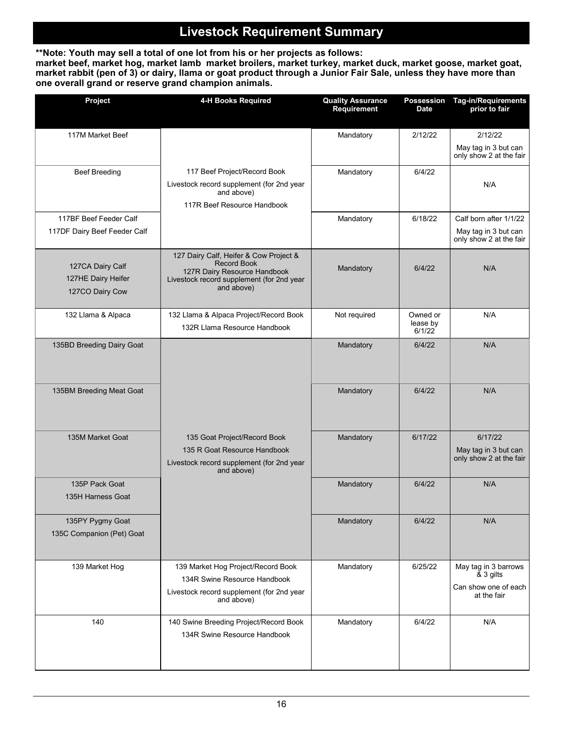# Livestock Requirement Summary

**\*\*Note: Youth may sell a total of one lot from his or her projects as follows: market beef, market hog, market lamb market broilers, market turkey, market duck, market goose, market goat, market rabbit (pen of 3) or dairy, llama or goat product through a Junior Fair Sale, unless they have more than one overall grand or reserve grand champion animals.**

| Project | 4-H Books Required | Quality Assurance Requirement | Possession Date | Tag-in/Requirements prior to fair |
|---|---|---|---|---|
| 117M Market Beef | 117 Beef Project/Record Book<br>Livestock record supplement (for 2nd year and above)<br>117R Beef Resource Handbook | Mandatory | 2/12/22 | 2/12/22<br>May tag in 3 but can only show 2 at the fair |
| Beef Breeding | | Mandatory | 6/4/22 | N/A |
| 117BF Beef Feeder Calf<br>117DF Dairy Beef Feeder Calf | | Mandatory | 6/18/22 | Calf born after 1/1/22<br>May tag in 3 but can only show 2 at the fair |
| 127CA Dairy Calf<br>127HE Dairy Heifer<br>127CO Dairy Cow | 127 Dairy Calf, Heifer & Cow Project & Record Book<br>127R Dairy Resource Handbook<br>Livestock record supplement (for 2nd year and above) | Mandatory | 6/4/22 | N/A |
| 132 Llama & Alpaca | 132 Llama & Alpaca Project/Record Book<br>132R Llama Resource Handbook | Not required | Owned or lease by 6/1/22 | N/A |
| 135BD Breeding Dairy Goat | 135 Goat Project/Record Book<br>135 R Goat Resource Handbook<br>Livestock record supplement (for 2nd year and above) | Mandatory | 6/4/22 | N/A |
| 135BM Breeding Meat Goat | | Mandatory | 6/4/22 | N/A |
| 135M Market Goat | | Mandatory | 6/17/22 | 6/17/22<br>May tag in 3 but can only show 2 at the fair |
| 135P Pack Goat<br>135H Harness Goat | | Mandatory | 6/4/22 | N/A |
| 135PY Pygmy Goat<br>135C Companion (Pet) Goat | | Mandatory | 6/4/22 | N/A |
| 139 Market Hog | 139 Market Hog Project/Record Book<br>134R Swine Resource Handbook<br>Livestock record supplement (for 2nd year and above) | Mandatory | 6/25/22 | May tag in 3 barrows & 3 gilts<br>Can show one of each at the fair |
| 140 | 140 Swine Breeding Project/Record Book<br>134R Swine Resource Handbook | Mandatory | 6/4/22 | N/A |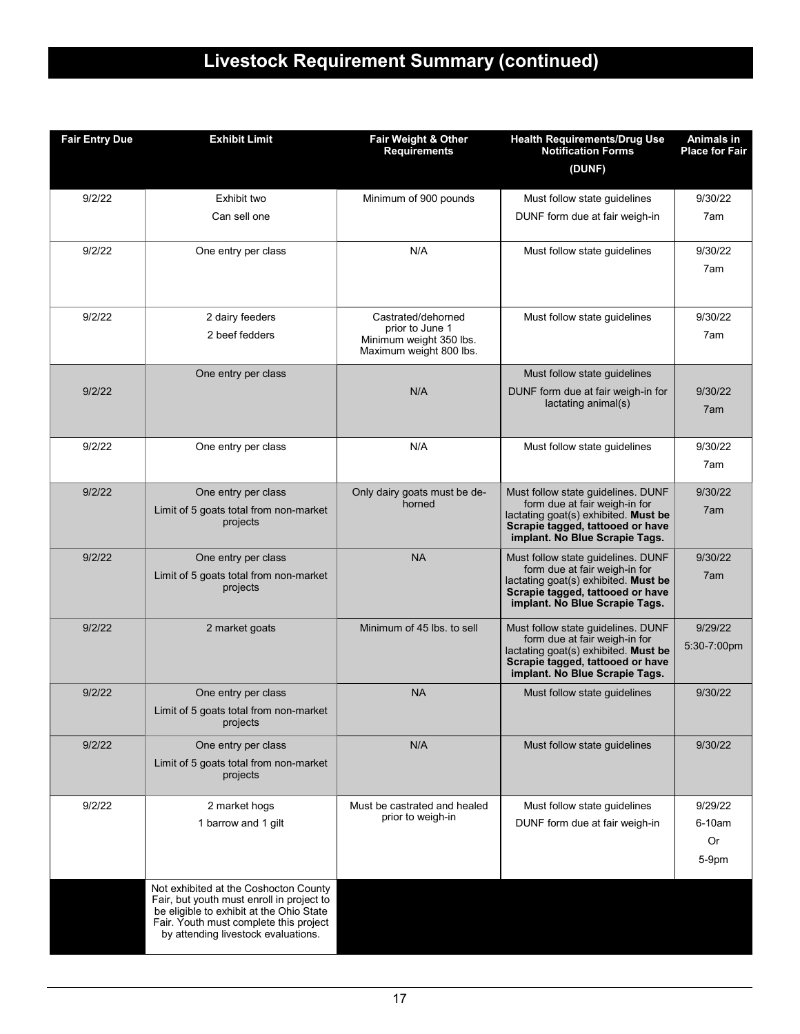# Livestock Requirement Summary (continued)

| Fair Entry Due | Exhibit Limit | Fair Weight & Other Requirements | Health Requirements/Drug Use Notification Forms (DUNF) | Animals in Place for Fair |
|---|---|---|---|---|
| 9/2/22 | Exhibit two<br>Can sell one | Minimum of 900 pounds | Must follow state guidelines<br>DUNF form due at fair weigh-in | 9/30/22<br>7am |
| 9/2/22 | One entry per class | N/A | Must follow state guidelines | 9/30/22<br>7am |
| 9/2/22 | 2 dairy feeders<br>2 beef fedders | Castrated/dehorned prior to June 1<br>Minimum weight 350 lbs.<br>Maximum weight 800 lbs. | Must follow state guidelines | 9/30/22<br>7am |
| 9/2/22 | One entry per class | N/A | Must follow state guidelines<br>DUNF form due at fair weigh-in for lactating animal(s) | 9/30/22<br>7am |
| 9/2/22 | One entry per class | N/A | Must follow state guidelines | 9/30/22<br>7am |
| 9/2/22 | One entry per class<br>Limit of 5 goats total from non-market projects | Only dairy goats must be de-horned | Must follow state guidelines. DUNF form due at fair weigh-in for lactating goat(s) exhibited. **Must be Scrapie tagged, tattooed or have implant. No Blue Scrapie Tags.** | 9/30/22<br>7am |
| 9/2/22 | One entry per class<br>Limit of 5 goats total from non-market projects | NA | Must follow state guidelines. DUNF form due at fair weigh-in for lactating goat(s) exhibited. **Must be Scrapie tagged, tattooed or have implant. No Blue Scrapie Tags.** | 9/30/22<br>7am |
| 9/2/22 | 2 market goats | Minimum of 45 lbs. to sell | Must follow state guidelines. DUNF form due at fair weigh-in for lactating goat(s) exhibited. **Must be Scrapie tagged, tattooed or have implant. No Blue Scrapie Tags.** | 9/29/22<br>5:30-7:00pm |
| 9/2/22 | One entry per class<br>Limit of 5 goats total from non-market projects | NA | Must follow state guidelines | 9/30/22 |
| 9/2/22 | One entry per class<br>Limit of 5 goats total from non-market projects | N/A | Must follow state guidelines | 9/30/22 |
| 9/2/22 | 2 market hogs<br>1 barrow and 1 gilt | Must be castrated and healed prior to weigh-in | Must follow state guidelines<br>DUNF form due at fair weigh-in | 9/29/22<br>6-10am<br>Or<br>5-9pm |
| | Not exhibited at the Coshocton County Fair, but youth must enroll in project to be eligible to exhibit at the Ohio State Fair. Youth must complete this project by attending livestock evaluations. | | | |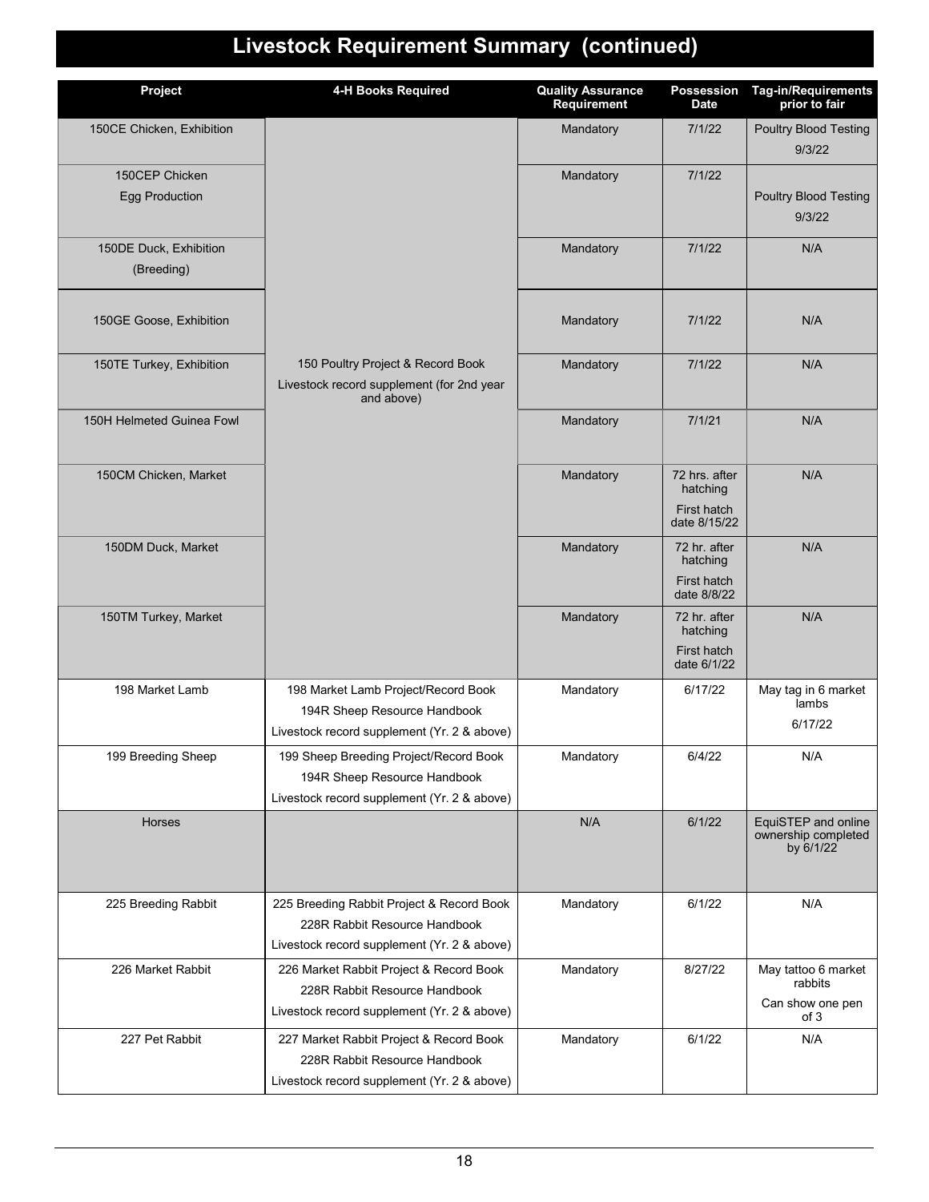# Livestock Requirement Summary (continued)

| Project | 4-H Books Required | Quality Assurance Requirement | Possession Date | Tag-in/Requirements prior to fair |
|---|---|---|---|---|
| 150CE Chicken, Exhibition | 150 Poultry Project & Record Book<br>Livestock record supplement (for 2nd year and above) | Mandatory | 7/1/22 | Poultry Blood Testing 9/3/22 |
| 150CEP Chicken Egg Production | | Mandatory | 7/1/22 | Poultry Blood Testing 9/3/22 |
| 150DE Duck, Exhibition (Breeding) | | Mandatory | 7/1/22 | N/A |
| 150GE Goose, Exhibition | | Mandatory | 7/1/22 | N/A |
| 150TE Turkey, Exhibition | | Mandatory | 7/1/22 | N/A |
| 150H Helmeted Guinea Fowl | | Mandatory | 7/1/21 | N/A |
| 150CM Chicken, Market | | Mandatory | 72 hrs. after hatching<br>First hatch date 8/15/22 | N/A |
| 150DM Duck, Market | | Mandatory | 72 hr. after hatching<br>First hatch date 8/8/22 | N/A |
| 150TM Turkey, Market | | Mandatory | 72 hr. after hatching<br>First hatch date 6/1/22 | N/A |
| 198 Market Lamb | 198 Market Lamb Project/Record Book<br>194R Sheep Resource Handbook<br>Livestock record supplement (Yr. 2 & above) | Mandatory | 6/17/22 | May tag in 6 market lambs<br>6/17/22 |
| 199 Breeding Sheep | 199 Sheep Breeding Project/Record Book<br>194R Sheep Resource Handbook<br>Livestock record supplement (Yr. 2 & above) | Mandatory | 6/4/22 | N/A |
| Horses | | N/A | 6/1/22 | EquiSTEP and online ownership completed by 6/1/22 |
| 225 Breeding Rabbit | 225 Breeding Rabbit Project & Record Book<br>228R Rabbit Resource Handbook<br>Livestock record supplement (Yr. 2 & above) | Mandatory | 6/1/22 | N/A |
| 226 Market Rabbit | 226 Market Rabbit Project & Record Book<br>228R Rabbit Resource Handbook<br>Livestock record supplement (Yr. 2 & above) | Mandatory | 8/27/22 | May tattoo 6 market rabbits<br>Can show one pen of 3 |
| 227 Pet Rabbit | 227 Market Rabbit Project & Record Book<br>228R Rabbit Resource Handbook<br>Livestock record supplement (Yr. 2 & above) | Mandatory | 6/1/22 | N/A |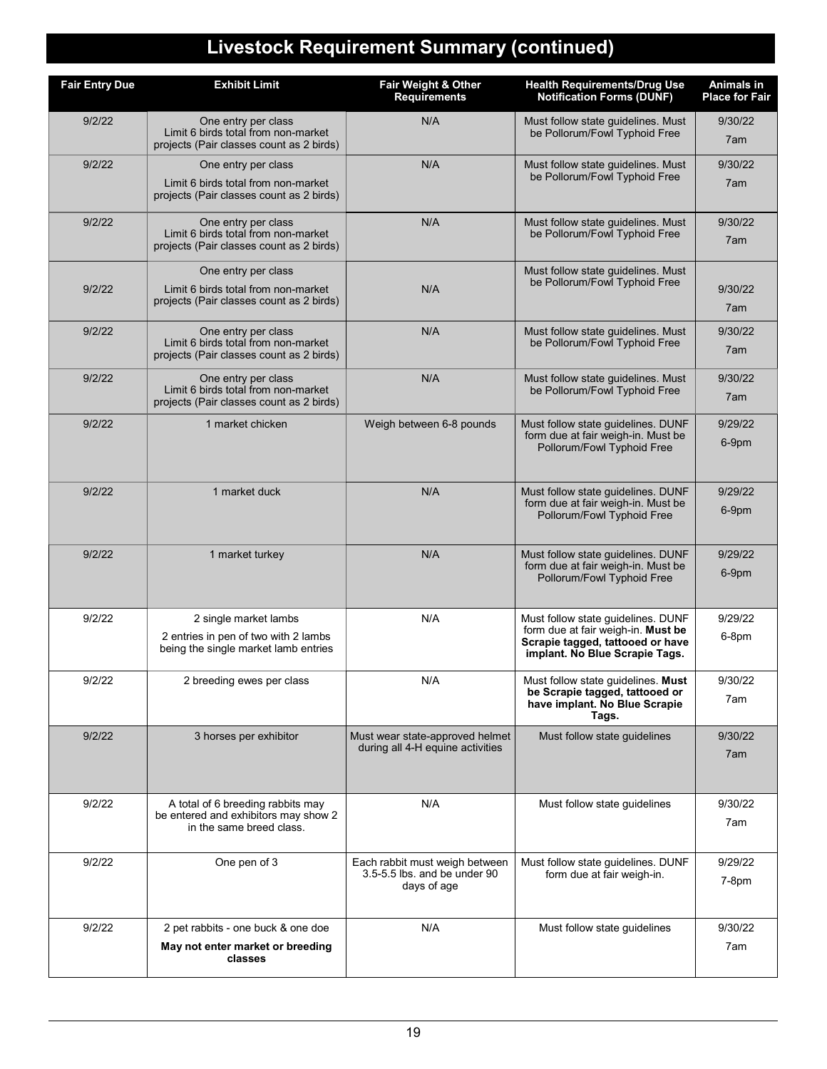# Livestock Requirement Summary (continued)

| Fair Entry Due | Exhibit Limit | Fair Weight & Other Requirements | Health Requirements/Drug Use Notification Forms (DUNF) | Animals in Place for Fair |
|---|---|---|---|---|
| 9/2/22 | One entry per class Limit 6 birds total from non-market projects (Pair classes count as 2 birds) | N/A | Must follow state guidelines. Must be Pollorum/Fowl Typhoid Free | 9/30/22 7am |
| 9/2/22 | One entry per class Limit 6 birds total from non-market projects (Pair classes count as 2 birds) | N/A | Must follow state guidelines. Must be Pollorum/Fowl Typhoid Free | 9/30/22 7am |
| 9/2/22 | One entry per class Limit 6 birds total from non-market projects (Pair classes count as 2 birds) | N/A | Must follow state guidelines. Must be Pollorum/Fowl Typhoid Free | 9/30/22 7am |
| 9/2/22 | One entry per class Limit 6 birds total from non-market projects (Pair classes count as 2 birds) | N/A | Must follow state guidelines. Must be Pollorum/Fowl Typhoid Free | 9/30/22 7am |
| 9/2/22 | One entry per class Limit 6 birds total from non-market projects (Pair classes count as 2 birds) | N/A | Must follow state guidelines. Must be Pollorum/Fowl Typhoid Free | 9/30/22 7am |
| 9/2/22 | One entry per class Limit 6 birds total from non-market projects (Pair classes count as 2 birds) | N/A | Must follow state guidelines. Must be Pollorum/Fowl Typhoid Free | 9/30/22 7am |
| 9/2/22 | 1 market chicken | Weigh between 6-8 pounds | Must follow state guidelines. DUNF form due at fair weigh-in. Must be Pollorum/Fowl Typhoid Free | 9/29/22 6-9pm |
| 9/2/22 | 1 market duck | N/A | Must follow state guidelines. DUNF form due at fair weigh-in. Must be Pollorum/Fowl Typhoid Free | 9/29/22 6-9pm |
| 9/2/22 | 1 market turkey | N/A | Must follow state guidelines. DUNF form due at fair weigh-in. Must be Pollorum/Fowl Typhoid Free | 9/29/22 6-9pm |
| 9/2/22 | 2 single market lambs 2 entries in pen of two with 2 lambs being the single market lamb entries | N/A | Must follow state guidelines. DUNF form due at fair weigh-in. **Must be Scrapie tagged, tattooed or have implant. No Blue Scrapie Tags.** | 9/29/22 6-8pm |
| 9/2/22 | 2 breeding ewes per class | N/A | Must follow state guidelines. **Must be Scrapie tagged, tattooed or have implant. No Blue Scrapie Tags.** | 9/30/22 7am |
| 9/2/22 | 3 horses per exhibitor | Must wear state-approved helmet during all 4-H equine activities | Must follow state guidelines | 9/30/22 7am |
| 9/2/22 | A total of 6 breeding rabbits may be entered and exhibitors may show 2 in the same breed class. | N/A | Must follow state guidelines | 9/30/22 7am |
| 9/2/22 | One pen of 3 | Each rabbit must weigh between 3.5-5.5 lbs. and be under 90 days of age | Must follow state guidelines. DUNF form due at fair weigh-in. | 9/29/22 7-8pm |
| 9/2/22 | 2 pet rabbits - one buck & one doe **May not enter market or breeding classes** | N/A | Must follow state guidelines | 9/30/22 7am |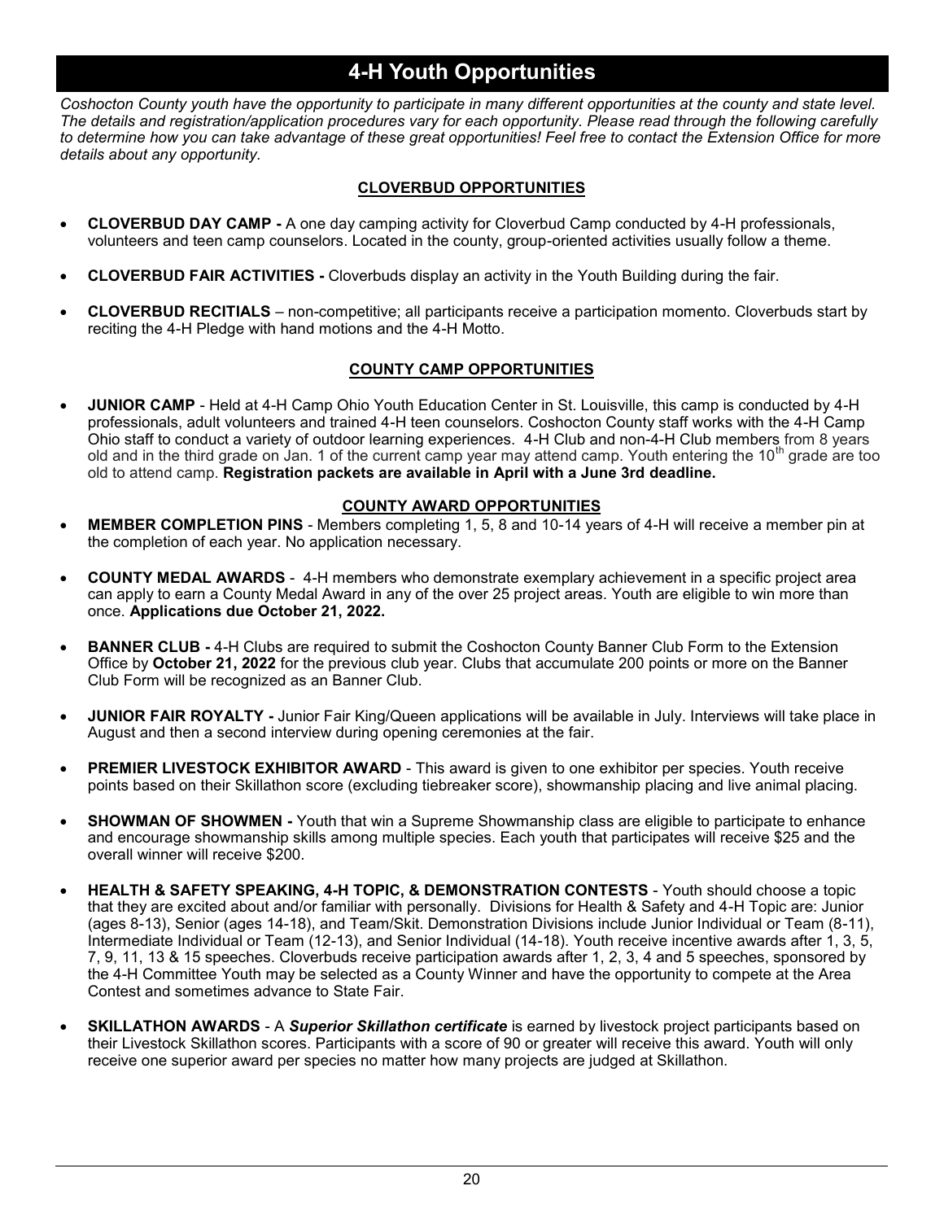# 4-H Youth Opportunities

*Coshocton County youth have the opportunity to participate in many different opportunities at the county and state level. The details and registration/application procedures vary for each opportunity. Please read through the following carefully to determine how you can take advantage of these great opportunities! Feel free to contact the Extension Office for more details about any opportunity.*

## CLOVERBUD OPPORTUNITIES

- **CLOVERBUD DAY CAMP -** A one day camping activity for Cloverbud Camp conducted by 4-H professionals, volunteers and teen camp counselors. Located in the county, group-oriented activities usually follow a theme.
- **CLOVERBUD FAIR ACTIVITIES -** Cloverbuds display an activity in the Youth Building during the fair.
- **CLOVERBUD RECITIALS** – non-competitive; all participants receive a participation momento. Cloverbuds start by reciting the 4-H Pledge with hand motions and the 4-H Motto.

## COUNTY CAMP OPPORTUNITIES

- **JUNIOR CAMP** - Held at 4-H Camp Ohio Youth Education Center in St. Louisville, this camp is conducted by 4-H professionals, adult volunteers and trained 4-H teen counselors. Coshocton County staff works with the 4-H Camp Ohio staff to conduct a variety of outdoor learning experiences. 4-H Club and non-4-H Club members from 8 years old and in the third grade on Jan. 1 of the current camp year may attend camp. Youth entering the 10th grade are too old to attend camp. **Registration packets are available in April with a June 3rd deadline.**

## COUNTY AWARD OPPORTUNITIES

- **MEMBER COMPLETION PINS** - Members completing 1, 5, 8 and 10-14 years of 4-H will receive a member pin at the completion of each year. No application necessary.
- **COUNTY MEDAL AWARDS** - 4-H members who demonstrate exemplary achievement in a specific project area can apply to earn a County Medal Award in any of the over 25 project areas. Youth are eligible to win more than once. **Applications due October 21, 2022.**
- **BANNER CLUB -** 4-H Clubs are required to submit the Coshocton County Banner Club Form to the Extension Office by **October 21, 2022** for the previous club year. Clubs that accumulate 200 points or more on the Banner Club Form will be recognized as an Banner Club.
- **JUNIOR FAIR ROYALTY -** Junior Fair King/Queen applications will be available in July. Interviews will take place in August and then a second interview during opening ceremonies at the fair.
- **PREMIER LIVESTOCK EXHIBITOR AWARD** - This award is given to one exhibitor per species. Youth receive points based on their Skillathon score (excluding tiebreaker score), showmanship placing and live animal placing.
- **SHOWMAN OF SHOWMEN -** Youth that win a Supreme Showmanship class are eligible to participate to enhance and encourage showmanship skills among multiple species. Each youth that participates will receive $25 and the overall winner will receive $200.
- **HEALTH & SAFETY SPEAKING, 4-H TOPIC, & DEMONSTRATION CONTESTS** - Youth should choose a topic that they are excited about and/or familiar with personally. Divisions for Health & Safety and 4-H Topic are: Junior (ages 8-13), Senior (ages 14-18), and Team/Skit. Demonstration Divisions include Junior Individual or Team (8-11), Intermediate Individual or Team (12-13), and Senior Individual (14-18). Youth receive incentive awards after 1, 3, 5, 7, 9, 11, 13 & 15 speeches. Cloverbuds receive participation awards after 1, 2, 3, 4 and 5 speeches, sponsored by the 4-H Committee Youth may be selected as a County Winner and have the opportunity to compete at the Area Contest and sometimes advance to State Fair.
- **SKILLATHON AWARDS** - A ***Superior Skillathon certificate*** is earned by livestock project participants based on their Livestock Skillathon scores. Participants with a score of 90 or greater will receive this award. Youth will only receive one superior award per species no matter how many projects are judged at Skillathon.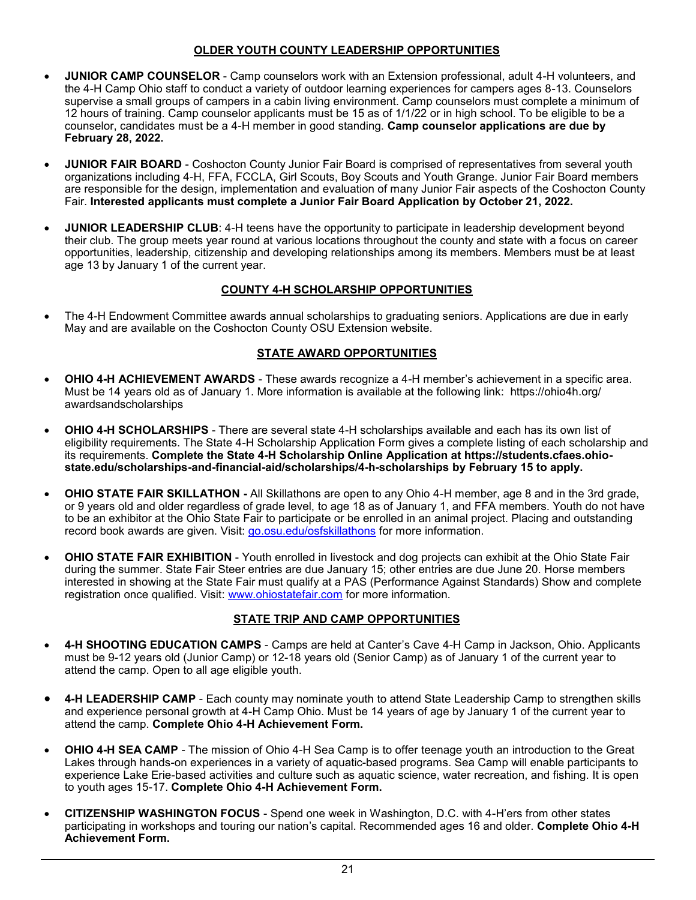## OLDER YOUTH COUNTY LEADERSHIP OPPORTUNITIES

- **JUNIOR CAMP COUNSELOR** - Camp counselors work with an Extension professional, adult 4-H volunteers, and the 4-H Camp Ohio staff to conduct a variety of outdoor learning experiences for campers ages 8-13. Counselors supervise a small groups of campers in a cabin living environment. Camp counselors must complete a minimum of 12 hours of training. Camp counselor applicants must be 15 as of 1/1/22 or in high school. To be eligible to be a counselor, candidates must be a 4-H member in good standing. **Camp counselor applications are due by February 28, 2022.**

- **JUNIOR FAIR BOARD** - Coshocton County Junior Fair Board is comprised of representatives from several youth organizations including 4-H, FFA, FCCLA, Girl Scouts, Boy Scouts and Youth Grange. Junior Fair Board members are responsible for the design, implementation and evaluation of many Junior Fair aspects of the Coshocton County Fair. **Interested applicants must complete a Junior Fair Board Application by October 21, 2022.**

- **JUNIOR LEADERSHIP CLUB**: 4-H teens have the opportunity to participate in leadership development beyond their club. The group meets year round at various locations throughout the county and state with a focus on career opportunities, leadership, citizenship and developing relationships among its members. Members must be at least age 13 by January 1 of the current year.

## COUNTY 4-H SCHOLARSHIP OPPORTUNITIES

- The 4-H Endowment Committee awards annual scholarships to graduating seniors. Applications are due in early May and are available on the Coshocton County OSU Extension website.

## STATE AWARD OPPORTUNITIES

- **OHIO 4-H ACHIEVEMENT AWARDS** - These awards recognize a 4-H member's achievement in a specific area. Must be 14 years old as of January 1. More information is available at the following link: https://ohio4h.org/awardsandscholarships

- **OHIO 4-H SCHOLARSHIPS** - There are several state 4-H scholarships available and each has its own list of eligibility requirements. The State 4-H Scholarship Application Form gives a complete listing of each scholarship and its requirements. **Complete the State 4-H Scholarship Online Application at https://students.cfaes.ohio-state.edu/scholarships-and-financial-aid/scholarships/4-h-scholarships by February 15 to apply.**

- **OHIO STATE FAIR SKILLATHON -** All Skillathons are open to any Ohio 4-H member, age 8 and in the 3rd grade, or 9 years old and older regardless of grade level, to age 18 as of January 1, and FFA members. Youth do not have to be an exhibitor at the Ohio State Fair to participate or be enrolled in an animal project. Placing and outstanding record book awards are given. Visit: go.osu.edu/osfskillathons for more information.

- **OHIO STATE FAIR EXHIBITION** - Youth enrolled in livestock and dog projects can exhibit at the Ohio State Fair during the summer. State Fair Steer entries are due January 15; other entries are due June 20. Horse members interested in showing at the State Fair must qualify at a PAS (Performance Against Standards) Show and complete registration once qualified. Visit: www.ohiostatefair.com for more information.

## STATE TRIP AND CAMP OPPORTUNITIES

- **4-H SHOOTING EDUCATION CAMPS** - Camps are held at Canter's Cave 4-H Camp in Jackson, Ohio. Applicants must be 9-12 years old (Junior Camp) or 12-18 years old (Senior Camp) as of January 1 of the current year to attend the camp. Open to all age eligible youth.

- **4-H LEADERSHIP CAMP** - Each county may nominate youth to attend State Leadership Camp to strengthen skills and experience personal growth at 4-H Camp Ohio. Must be 14 years of age by January 1 of the current year to attend the camp. **Complete Ohio 4-H Achievement Form.**

- **OHIO 4-H SEA CAMP** - The mission of Ohio 4-H Sea Camp is to offer teenage youth an introduction to the Great Lakes through hands-on experiences in a variety of aquatic-based programs. Sea Camp will enable participants to experience Lake Erie-based activities and culture such as aquatic science, water recreation, and fishing. It is open to youth ages 15-17. **Complete Ohio 4-H Achievement Form.**

- **CITIZENSHIP WASHINGTON FOCUS** - Spend one week in Washington, D.C. with 4-H'ers from other states participating in workshops and touring our nation's capital. Recommended ages 16 and older. **Complete Ohio 4-H Achievement Form.**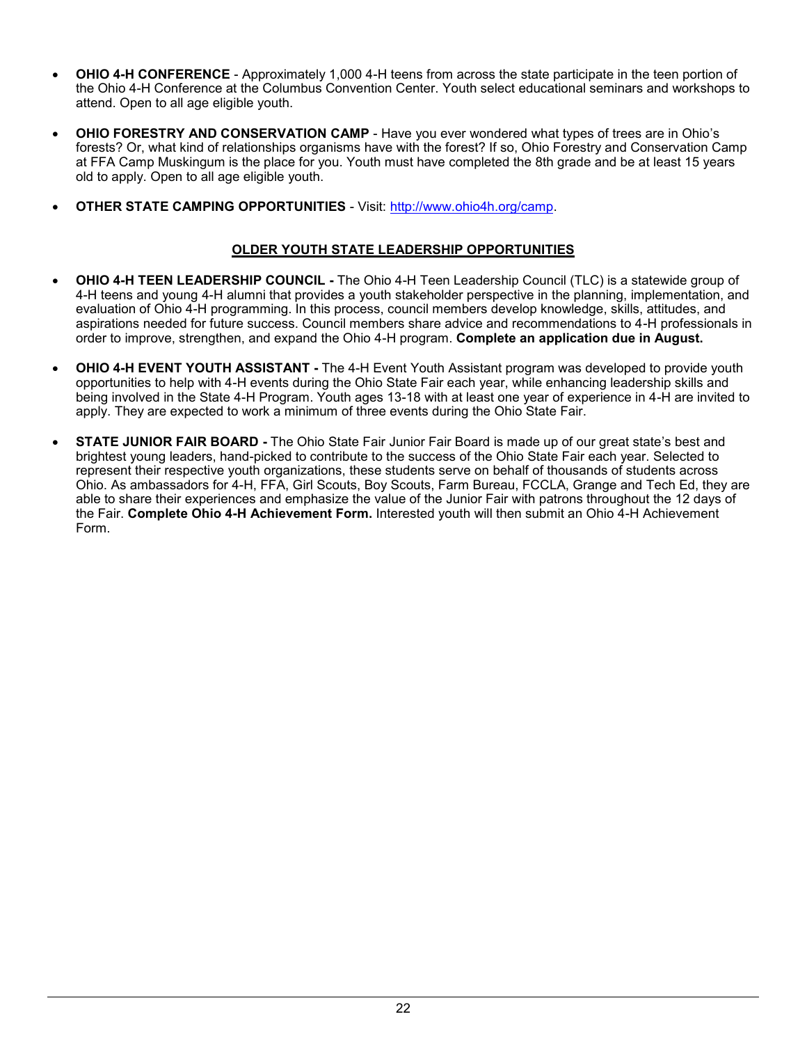- **OHIO 4-H CONFERENCE** - Approximately 1,000 4-H teens from across the state participate in the teen portion of the Ohio 4-H Conference at the Columbus Convention Center. Youth select educational seminars and workshops to attend. Open to all age eligible youth.

- **OHIO FORESTRY AND CONSERVATION CAMP** - Have you ever wondered what types of trees are in Ohio's forests? Or, what kind of relationships organisms have with the forest? If so, Ohio Forestry and Conservation Camp at FFA Camp Muskingum is the place for you. Youth must have completed the 8th grade and be at least 15 years old to apply. Open to all age eligible youth.

- **OTHER STATE CAMPING OPPORTUNITIES** - Visit: [http://www.ohio4h.org/camp](http://www.ohio4h.org/camp).

## OLDER YOUTH STATE LEADERSHIP OPPORTUNITIES

- **OHIO 4-H TEEN LEADERSHIP COUNCIL -** The Ohio 4-H Teen Leadership Council (TLC) is a statewide group of 4-H teens and young 4-H alumni that provides a youth stakeholder perspective in the planning, implementation, and evaluation of Ohio 4-H programming. In this process, council members develop knowledge, skills, attitudes, and aspirations needed for future success. Council members share advice and recommendations to 4-H professionals in order to improve, strengthen, and expand the Ohio 4-H program. **Complete an application due in August.**

- **OHIO 4-H EVENT YOUTH ASSISTANT -** The 4-H Event Youth Assistant program was developed to provide youth opportunities to help with 4-H events during the Ohio State Fair each year, while enhancing leadership skills and being involved in the State 4-H Program. Youth ages 13-18 with at least one year of experience in 4-H are invited to apply. They are expected to work a minimum of three events during the Ohio State Fair.

- **STATE JUNIOR FAIR BOARD -** The Ohio State Fair Junior Fair Board is made up of our great state's best and brightest young leaders, hand-picked to contribute to the success of the Ohio State Fair each year. Selected to represent their respective youth organizations, these students serve on behalf of thousands of students across Ohio. As ambassadors for 4-H, FFA, Girl Scouts, Boy Scouts, Farm Bureau, FCCLA, Grange and Tech Ed, they are able to share their experiences and emphasize the value of the Junior Fair with patrons throughout the 12 days of the Fair. **Complete Ohio 4-H Achievement Form.** Interested youth will then submit an Ohio 4-H Achievement Form.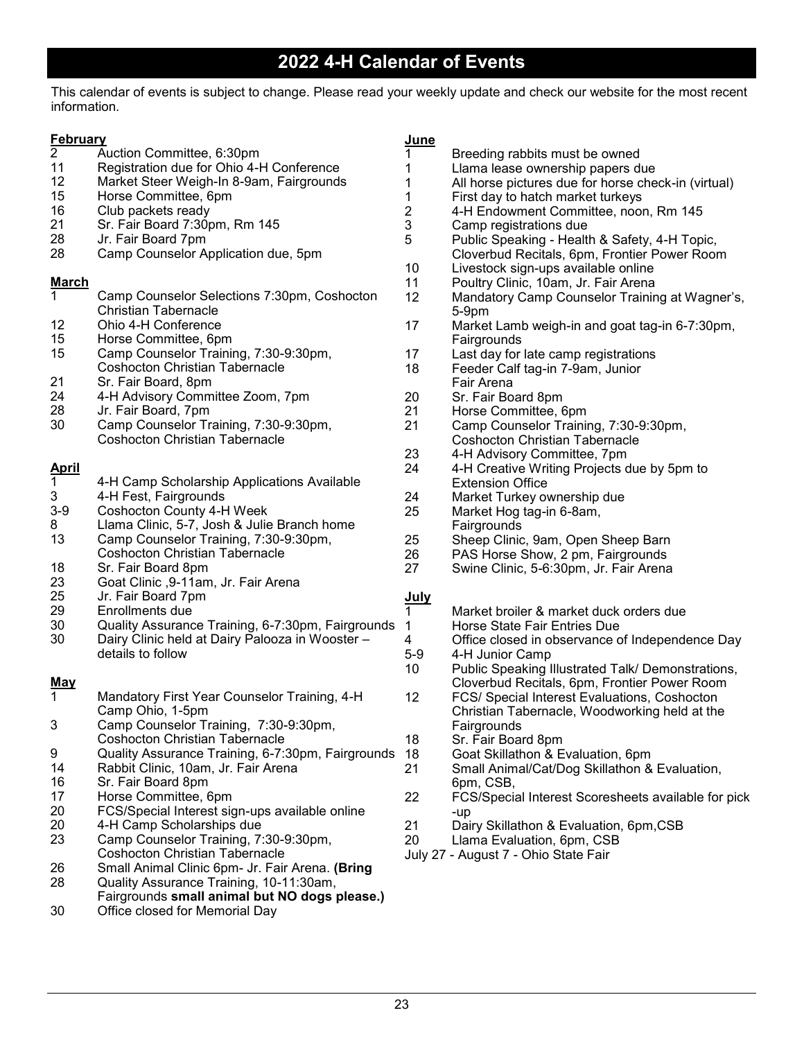# 2022 4-H Calendar of Events

This calendar of events is subject to change. Please read your weekly update and check our website for the most recent information.

**February**

- 2 Auction Committee, 6:30pm
- 11 Registration due for Ohio 4-H Conference
- 12 Market Steer Weigh-In 8-9am, Fairgrounds
- 15 Horse Committee, 6pm
- 16 Club packets ready
- 21 Sr. Fair Board 7:30pm, Rm 145
- 28 Jr. Fair Board 7pm
- 28 Camp Counselor Application due, 5pm

**March**

- 1 Camp Counselor Selections 7:30pm, Coshocton Christian Tabernacle
- 12 Ohio 4-H Conference
- 15 Horse Committee, 6pm
- 15 Camp Counselor Training, 7:30-9:30pm, Coshocton Christian Tabernacle
- 21 Sr. Fair Board, 8pm
- 24 4-H Advisory Committee Zoom, 7pm
- 28 Jr. Fair Board, 7pm
- 30 Camp Counselor Training, 7:30-9:30pm, Coshocton Christian Tabernacle

**April**

- 1 4-H Camp Scholarship Applications Available
- 3 4-H Fest, Fairgrounds
- 3-9 Coshocton County 4-H Week
- 8 Llama Clinic, 5-7, Josh & Julie Branch home
- 13 Camp Counselor Training, 7:30-9:30pm, Coshocton Christian Tabernacle
- 18 Sr. Fair Board 8pm
- 23 Goat Clinic ,9-11am, Jr. Fair Arena
- 25 Jr. Fair Board 7pm
- 29 Enrollments due
- 30 Quality Assurance Training, 6-7:30pm, Fairgrounds
- 30 Dairy Clinic held at Dairy Palooza in Wooster – details to follow

**May**

- 1 Mandatory First Year Counselor Training, 4-H Camp Ohio, 1-5pm
- 3 Camp Counselor Training, 7:30-9:30pm, Coshocton Christian Tabernacle
- 9 Quality Assurance Training, 6-7:30pm, Fairgrounds
- 14 Rabbit Clinic, 10am, Jr. Fair Arena
- 16 Sr. Fair Board 8pm
- 17 Horse Committee, 6pm
- 20 FCS/Special Interest sign-ups available online
- 20 4-H Camp Scholarships due
- 23 Camp Counselor Training, 7:30-9:30pm, Coshocton Christian Tabernacle
- 26 Small Animal Clinic 6pm- Jr. Fair Arena. **(Bring**
- 28 Quality Assurance Training, 10-11:30am, Fairgrounds **small animal but NO dogs please.)**
- 30 Office closed for Memorial Day

**June**

- 1 Breeding rabbits must be owned
- 1 Llama lease ownership papers due
- 1 All horse pictures due for horse check-in (virtual)
- 1 First day to hatch market turkeys
- 2 4-H Endowment Committee, noon, Rm 145
- 3 Camp registrations due
- 5 Public Speaking - Health & Safety, 4-H Topic, Cloverbud Recitals, 6pm, Frontier Power Room
- 10 Livestock sign-ups available online
- 11 Poultry Clinic, 10am, Jr. Fair Arena
- 12 Mandatory Camp Counselor Training at Wagner's, 5-9pm
- 17 Market Lamb weigh-in and goat tag-in 6-7:30pm, Fairgrounds
- 17 Last day for late camp registrations
- 18 Feeder Calf tag-in 7-9am, Junior Fair Arena
- 20 Sr. Fair Board 8pm
- 21 Horse Committee, 6pm
- 21 Camp Counselor Training, 7:30-9:30pm, Coshocton Christian Tabernacle
- 23 4-H Advisory Committee, 7pm
- 24 4-H Creative Writing Projects due by 5pm to Extension Office
- 24 Market Turkey ownership due
- 25 Market Hog tag-in 6-8am, Fairgrounds
- 25 Sheep Clinic, 9am, Open Sheep Barn
- 26 PAS Horse Show, 2 pm, Fairgrounds
- 27 Swine Clinic, 5-6:30pm, Jr. Fair Arena

**July**

- 1 Market broiler & market duck orders due
- 1 Horse State Fair Entries Due
- 4 Office closed in observance of Independence Day
- 5-9 4-H Junior Camp
- 10 Public Speaking Illustrated Talk/ Demonstrations, Cloverbud Recitals, 6pm, Frontier Power Room
- 12 FCS/ Special Interest Evaluations, Coshocton Christian Tabernacle, Woodworking held at the Fairgrounds
- 18 Sr. Fair Board 8pm
- 18 Goat Skillathon & Evaluation, 6pm
- 21 Small Animal/Cat/Dog Skillathon & Evaluation, 6pm, CSB,
- 22 FCS/Special Interest Scoresheets available for pick -up
- 21 Dairy Skillathon & Evaluation, 6pm,CSB
- 20 Llama Evaluation, 6pm, CSB

July 27 - August 7 - Ohio State Fair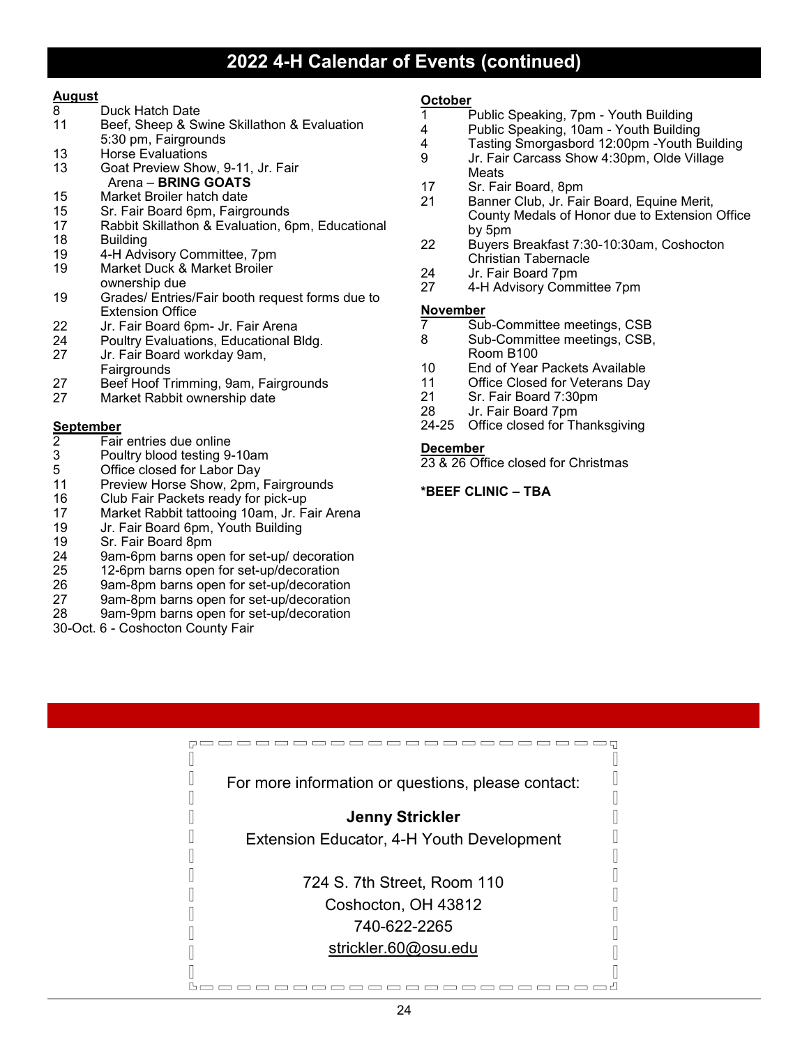# 2022 4-H Calendar of Events (continued)

**August**

- 8 Duck Hatch Date
- 11 Beef, Sheep & Swine Skillathon & Evaluation 5:30 pm, Fairgrounds
- 13 Horse Evaluations
- 13 Goat Preview Show, 9-11, Jr. Fair Arena – **BRING GOATS**
- 15 Market Broiler hatch date
- 15 Sr. Fair Board 6pm, Fairgrounds
- 17 Rabbit Skillathon & Evaluation, 6pm, Educational
- 18 Building
- 19 4-H Advisory Committee, 7pm
- 19 Market Duck & Market Broiler ownership due
- 19 Grades/ Entries/Fair booth request forms due to Extension Office
- 22 Jr. Fair Board 6pm- Jr. Fair Arena
- 24 Poultry Evaluations, Educational Bldg.
- 27 Jr. Fair Board workday 9am, Fairgrounds
- 27 Beef Hoof Trimming, 9am, Fairgrounds
- 27 Market Rabbit ownership date

**September**

- 2 Fair entries due online
- 3 Poultry blood testing 9-10am
- 5 Office closed for Labor Day
- 11 Preview Horse Show, 2pm, Fairgrounds
- 16 Club Fair Packets ready for pick-up
- 17 Market Rabbit tattooing 10am, Jr. Fair Arena
- 19 Jr. Fair Board 6pm, Youth Building
- 19 Sr. Fair Board 8pm
- 24 9am-6pm barns open for set-up/ decoration
- 25 12-6pm barns open for set-up/decoration
- 26 9am-8pm barns open for set-up/decoration
- 27 9am-8pm barns open for set-up/decoration
- 28 9am-9pm barns open for set-up/decoration
- 30-Oct. 6 - Coshocton County Fair

**October**

- 1 Public Speaking, 7pm - Youth Building
- 4 Public Speaking, 10am - Youth Building
- 4 Tasting Smorgasbord 12:00pm -Youth Building
- 9 Jr. Fair Carcass Show 4:30pm, Olde Village Meats
- 17 Sr. Fair Board, 8pm
- 21 Banner Club, Jr. Fair Board, Equine Merit, County Medals of Honor due to Extension Office by 5pm
- 22 Buyers Breakfast 7:30-10:30am, Coshocton Christian Tabernacle
- 24 Jr. Fair Board 7pm
- 27 4-H Advisory Committee 7pm

**November**

- 7 Sub-Committee meetings, CSB
- 8 Sub-Committee meetings, CSB, Room B100
- 10 End of Year Packets Available
- 11 Office Closed for Veterans Day
- 21 Sr. Fair Board 7:30pm
- 28 Jr. Fair Board 7pm
- 24-25 Office closed for Thanksgiving

**December**

23 & 26 Office closed for Christmas

**\*BEEF CLINIC – TBA**

For more information or questions, please contact:

**Jenny Strickler**

Extension Educator, 4-H Youth Development

724 S. 7th Street, Room 110
Coshocton, OH 43812
740-622-2265
strickler.60@osu.edu